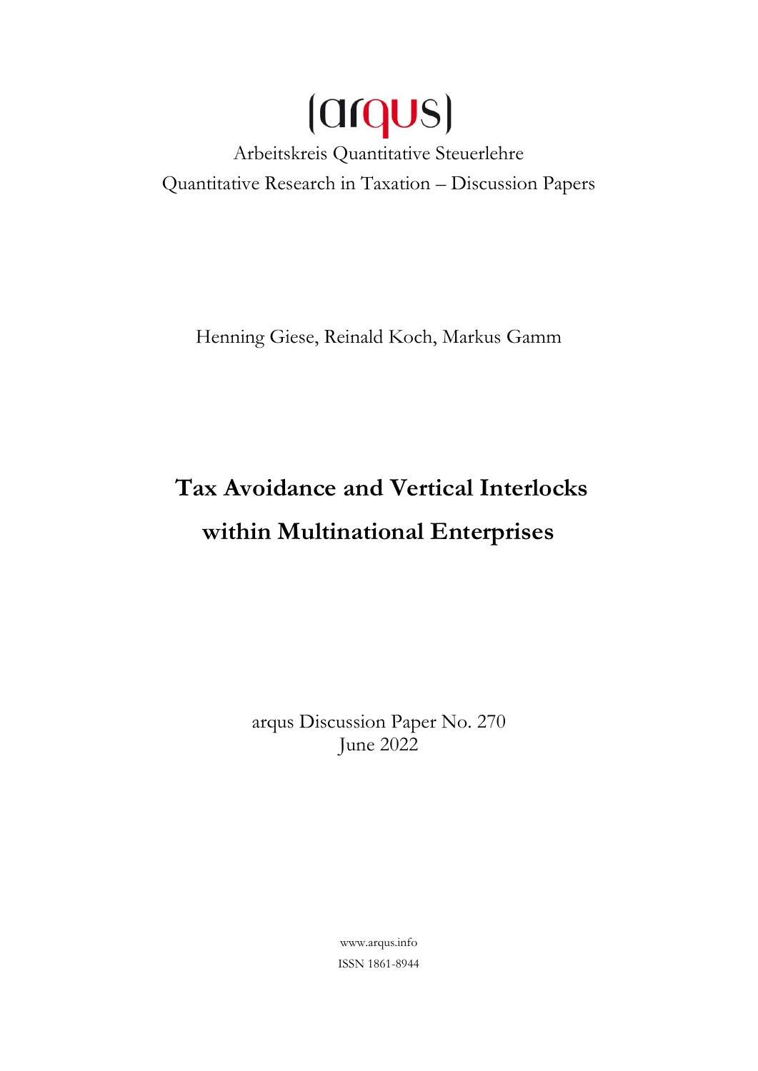(arqus)

Arbeitskreis Quantitative Steuerlehre

Quantitative Research in Taxation – Discussion Papers

Henning Giese, Reinald Koch, Markus Gamm

# Tax Avoidance and Vertical Interlocks within Multinational Enterprises

arqus Discussion Paper No. 270

June 2022

www.arqus.info

ISSN 1861-8944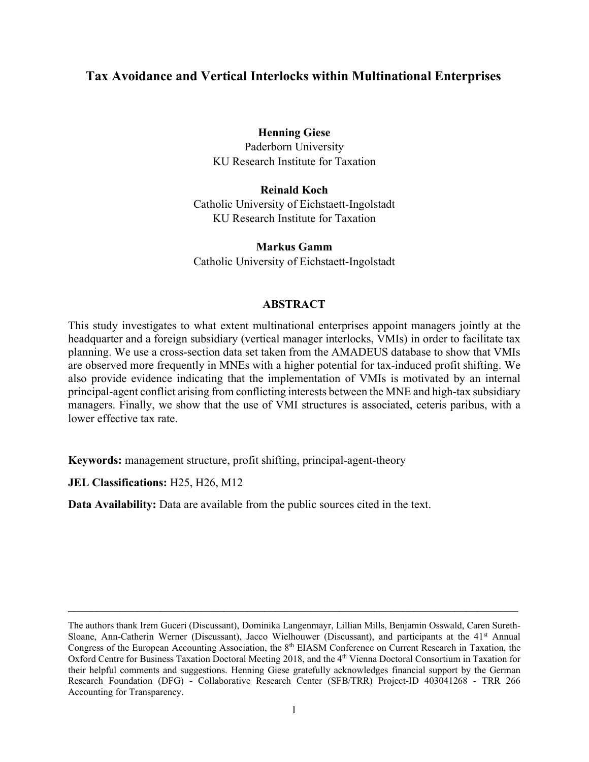# Tax Avoidance and Vertical Interlocks within Multinational Enterprises

**Henning Giese**
Paderborn University
KU Research Institute for Taxation

**Reinald Koch**
Catholic University of Eichstaett-Ingolstadt
KU Research Institute for Taxation

**Markus Gamm**
Catholic University of Eichstaett-Ingolstadt

## ABSTRACT

This study investigates to what extent multinational enterprises appoint managers jointly at the headquarter and a foreign subsidiary (vertical manager interlocks, VMIs) in order to facilitate tax planning. We use a cross-section data set taken from the AMADEUS database to show that VMIs are observed more frequently in MNEs with a higher potential for tax-induced profit shifting. We also provide evidence indicating that the implementation of VMIs is motivated by an internal principal-agent conflict arising from conflicting interests between the MNE and high-tax subsidiary managers. Finally, we show that the use of VMI structures is associated, ceteris paribus, with a lower effective tax rate.

**Keywords:** management structure, profit shifting, principal-agent-theory

**JEL Classifications:** H25, H26, M12

**Data Availability:** Data are available from the public sources cited in the text.

---

The authors thank Irem Guceri (Discussant), Dominika Langenmayr, Lillian Mills, Benjamin Osswald, Caren Sureth-Sloane, Ann-Catherin Werner (Discussant), Jacco Wielhouwer (Discussant), and participants at the 41st Annual Congress of the European Accounting Association, the 8th EIASM Conference on Current Research in Taxation, the Oxford Centre for Business Taxation Doctoral Meeting 2018, and the 4th Vienna Doctoral Consortium in Taxation for their helpful comments and suggestions. Henning Giese gratefully acknowledges financial support by the German Research Foundation (DFG) - Collaborative Research Center (SFB/TRR) Project-ID 403041268 - TRR 266 Accounting for Transparency.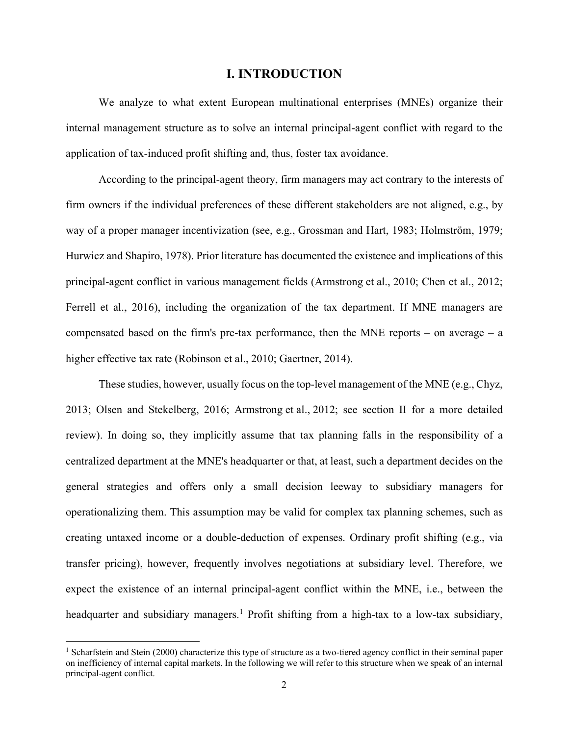# I. INTRODUCTION

We analyze to what extent European multinational enterprises (MNEs) organize their internal management structure as to solve an internal principal-agent conflict with regard to the application of tax-induced profit shifting and, thus, foster tax avoidance.

According to the principal-agent theory, firm managers may act contrary to the interests of firm owners if the individual preferences of these different stakeholders are not aligned, e.g., by way of a proper manager incentivization (see, e.g., Grossman and Hart, 1983; Holmström, 1979; Hurwicz and Shapiro, 1978). Prior literature has documented the existence and implications of this principal-agent conflict in various management fields (Armstrong et al., 2010; Chen et al., 2012; Ferrell et al., 2016), including the organization of the tax department. If MNE managers are compensated based on the firm's pre-tax performance, then the MNE reports – on average – a higher effective tax rate (Robinson et al., 2010; Gaertner, 2014).

These studies, however, usually focus on the top-level management of the MNE (e.g., Chyz, 2013; Olsen and Stekelberg, 2016; Armstrong et al., 2012; see section II for a more detailed review). In doing so, they implicitly assume that tax planning falls in the responsibility of a centralized department at the MNE's headquarter or that, at least, such a department decides on the general strategies and offers only a small decision leeway to subsidiary managers for operationalizing them. This assumption may be valid for complex tax planning schemes, such as creating untaxed income or a double-deduction of expenses. Ordinary profit shifting (e.g., via transfer pricing), however, frequently involves negotiations at subsidiary level. Therefore, we expect the existence of an internal principal-agent conflict within the MNE, i.e., between the headquarter and subsidiary managers.[1] Profit shifting from a high-tax to a low-tax subsidiary,

[1] Scharfstein and Stein (2000) characterize this type of structure as a two-tiered agency conflict in their seminal paper on inefficiency of internal capital markets. In the following we will refer to this structure when we speak of an internal principal-agent conflict.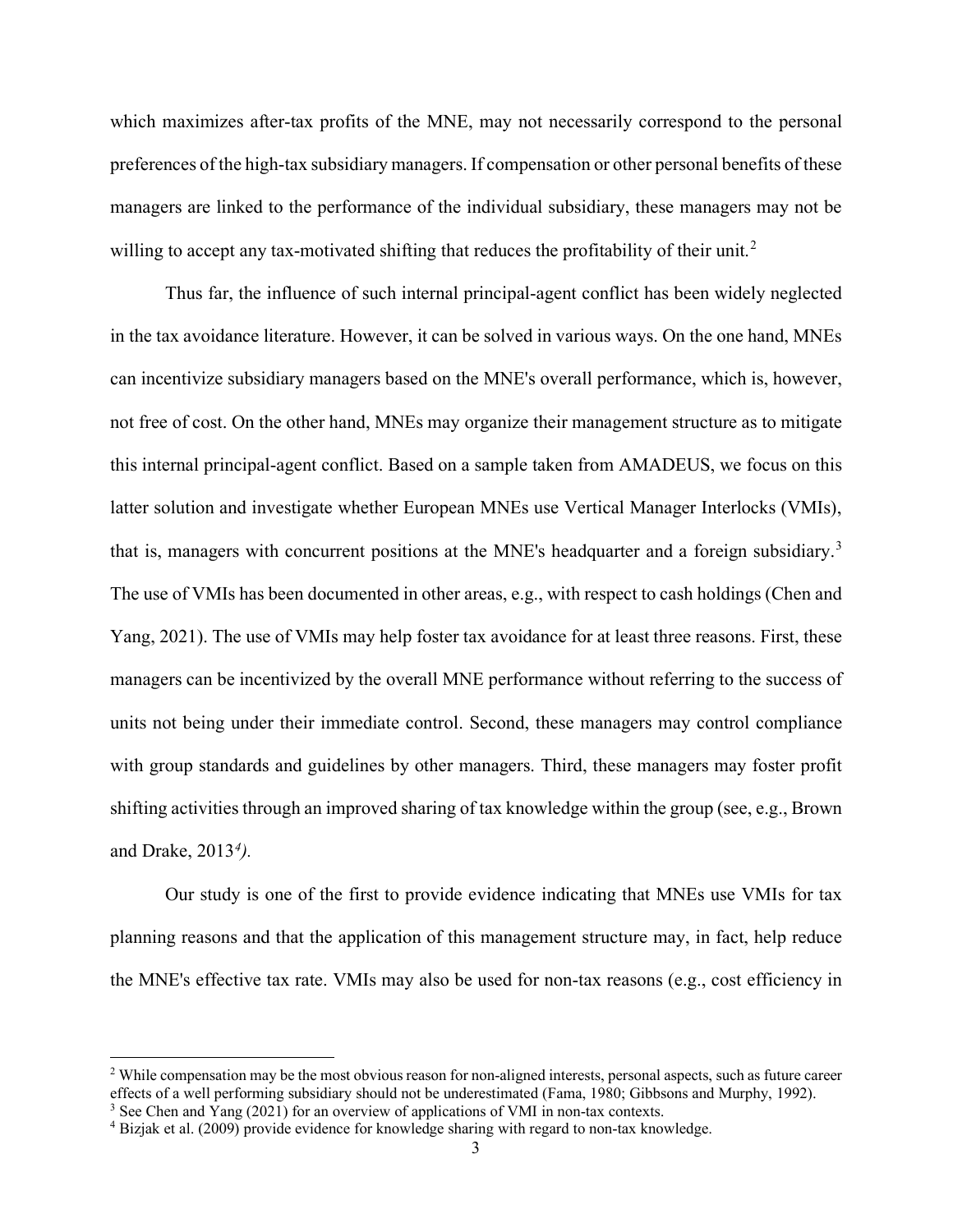which maximizes after-tax profits of the MNE, may not necessarily correspond to the personal preferences of the high-tax subsidiary managers. If compensation or other personal benefits of these managers are linked to the performance of the individual subsidiary, these managers may not be willing to accept any tax-motivated shifting that reduces the profitability of their unit.[2]

Thus far, the influence of such internal principal-agent conflict has been widely neglected in the tax avoidance literature. However, it can be solved in various ways. On the one hand, MNEs can incentivize subsidiary managers based on the MNE's overall performance, which is, however, not free of cost. On the other hand, MNEs may organize their management structure as to mitigate this internal principal-agent conflict. Based on a sample taken from AMADEUS, we focus on this latter solution and investigate whether European MNEs use Vertical Manager Interlocks (VMIs), that is, managers with concurrent positions at the MNE's headquarter and a foreign subsidiary.[3] The use of VMIs has been documented in other areas, e.g., with respect to cash holdings (Chen and Yang, 2021). The use of VMIs may help foster tax avoidance for at least three reasons. First, these managers can be incentivized by the overall MNE performance without referring to the success of units not being under their immediate control. Second, these managers may control compliance with group standards and guidelines by other managers. Third, these managers may foster profit shifting activities through an improved sharing of tax knowledge within the group (see, e.g., Brown and Drake, 2013[4]).

Our study is one of the first to provide evidence indicating that MNEs use VMIs for tax planning reasons and that the application of this management structure may, in fact, help reduce the MNE's effective tax rate. VMIs may also be used for non-tax reasons (e.g., cost efficiency in

---

[2] While compensation may be the most obvious reason for non-aligned interests, personal aspects, such as future career effects of a well performing subsidiary should not be underestimated (Fama, 1980; Gibbsons and Murphy, 1992).

[3] See Chen and Yang (2021) for an overview of applications of VMI in non-tax contexts.

[4] Bizjak et al. (2009) provide evidence for knowledge sharing with regard to non-tax knowledge.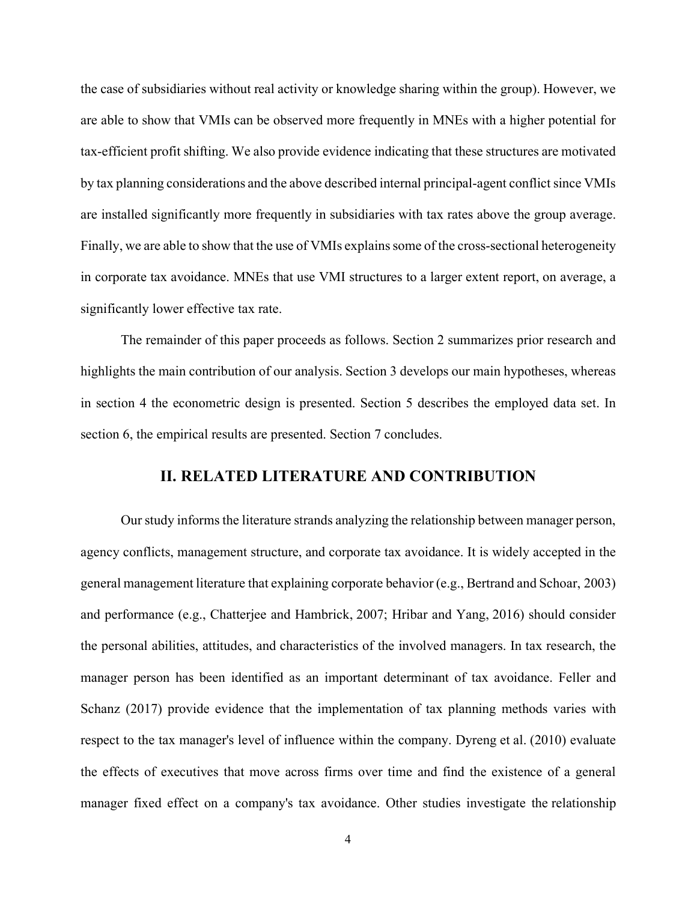the case of subsidiaries without real activity or knowledge sharing within the group). However, we are able to show that VMIs can be observed more frequently in MNEs with a higher potential for tax-efficient profit shifting. We also provide evidence indicating that these structures are motivated by tax planning considerations and the above described internal principal-agent conflict since VMIs are installed significantly more frequently in subsidiaries with tax rates above the group average. Finally, we are able to show that the use of VMIs explains some of the cross-sectional heterogeneity in corporate tax avoidance. MNEs that use VMI structures to a larger extent report, on average, a significantly lower effective tax rate.

The remainder of this paper proceeds as follows. Section 2 summarizes prior research and highlights the main contribution of our analysis. Section 3 develops our main hypotheses, whereas in section 4 the econometric design is presented. Section 5 describes the employed data set. In section 6, the empirical results are presented. Section 7 concludes.

## II. RELATED LITERATURE AND CONTRIBUTION

Our study informs the literature strands analyzing the relationship between manager person, agency conflicts, management structure, and corporate tax avoidance. It is widely accepted in the general management literature that explaining corporate behavior (e.g., Bertrand and Schoar, 2003) and performance (e.g., Chatterjee and Hambrick, 2007; Hribar and Yang, 2016) should consider the personal abilities, attitudes, and characteristics of the involved managers. In tax research, the manager person has been identified as an important determinant of tax avoidance. Feller and Schanz (2017) provide evidence that the implementation of tax planning methods varies with respect to the tax manager's level of influence within the company. Dyreng et al. (2010) evaluate the effects of executives that move across firms over time and find the existence of a general manager fixed effect on a company's tax avoidance. Other studies investigate the relationship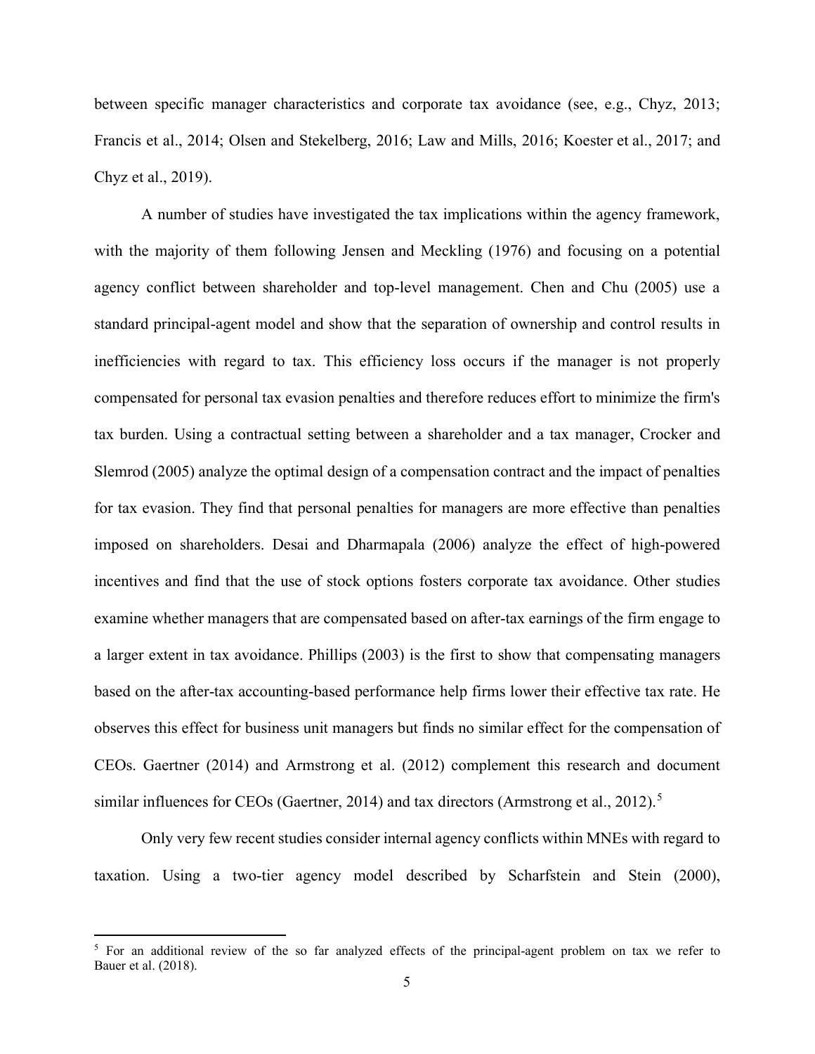between specific manager characteristics and corporate tax avoidance (see, e.g., Chyz, 2013; Francis et al., 2014; Olsen and Stekelberg, 2016; Law and Mills, 2016; Koester et al., 2017; and Chyz et al., 2019).

A number of studies have investigated the tax implications within the agency framework, with the majority of them following Jensen and Meckling (1976) and focusing on a potential agency conflict between shareholder and top-level management. Chen and Chu (2005) use a standard principal-agent model and show that the separation of ownership and control results in inefficiencies with regard to tax. This efficiency loss occurs if the manager is not properly compensated for personal tax evasion penalties and therefore reduces effort to minimize the firm's tax burden. Using a contractual setting between a shareholder and a tax manager, Crocker and Slemrod (2005) analyze the optimal design of a compensation contract and the impact of penalties for tax evasion. They find that personal penalties for managers are more effective than penalties imposed on shareholders. Desai and Dharmapala (2006) analyze the effect of high-powered incentives and find that the use of stock options fosters corporate tax avoidance. Other studies examine whether managers that are compensated based on after-tax earnings of the firm engage to a larger extent in tax avoidance. Phillips (2003) is the first to show that compensating managers based on the after-tax accounting-based performance help firms lower their effective tax rate. He observes this effect for business unit managers but finds no similar effect for the compensation of CEOs. Gaertner (2014) and Armstrong et al. (2012) complement this research and document similar influences for CEOs (Gaertner, 2014) and tax directors (Armstrong et al., 2012).[5]

Only very few recent studies consider internal agency conflicts within MNEs with regard to taxation. Using a two-tier agency model described by Scharfstein and Stein (2000),

[5] For an additional review of the so far analyzed effects of the principal-agent problem on tax we refer to Bauer et al. (2018).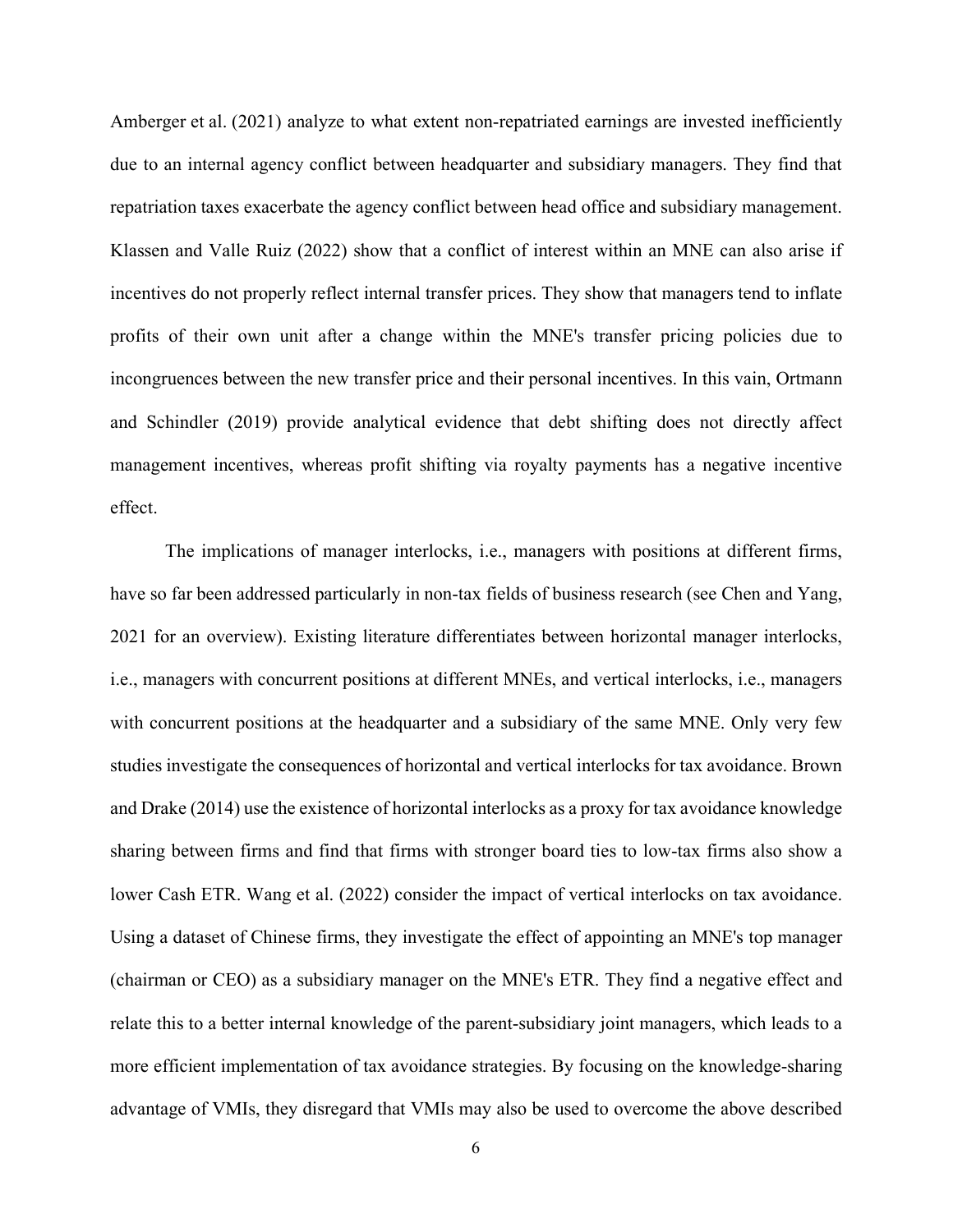Amberger et al. (2021) analyze to what extent non-repatriated earnings are invested inefficiently due to an internal agency conflict between headquarter and subsidiary managers. They find that repatriation taxes exacerbate the agency conflict between head office and subsidiary management. Klassen and Valle Ruiz (2022) show that a conflict of interest within an MNE can also arise if incentives do not properly reflect internal transfer prices. They show that managers tend to inflate profits of their own unit after a change within the MNE's transfer pricing policies due to incongruences between the new transfer price and their personal incentives. In this vain, Ortmann and Schindler (2019) provide analytical evidence that debt shifting does not directly affect management incentives, whereas profit shifting via royalty payments has a negative incentive effect.

The implications of manager interlocks, i.e., managers with positions at different firms, have so far been addressed particularly in non-tax fields of business research (see Chen and Yang, 2021 for an overview). Existing literature differentiates between horizontal manager interlocks, i.e., managers with concurrent positions at different MNEs, and vertical interlocks, i.e., managers with concurrent positions at the headquarter and a subsidiary of the same MNE. Only very few studies investigate the consequences of horizontal and vertical interlocks for tax avoidance. Brown and Drake (2014) use the existence of horizontal interlocks as a proxy for tax avoidance knowledge sharing between firms and find that firms with stronger board ties to low-tax firms also show a lower Cash ETR. Wang et al. (2022) consider the impact of vertical interlocks on tax avoidance. Using a dataset of Chinese firms, they investigate the effect of appointing an MNE's top manager (chairman or CEO) as a subsidiary manager on the MNE's ETR. They find a negative effect and relate this to a better internal knowledge of the parent-subsidiary joint managers, which leads to a more efficient implementation of tax avoidance strategies. By focusing on the knowledge-sharing advantage of VMIs, they disregard that VMIs may also be used to overcome the above described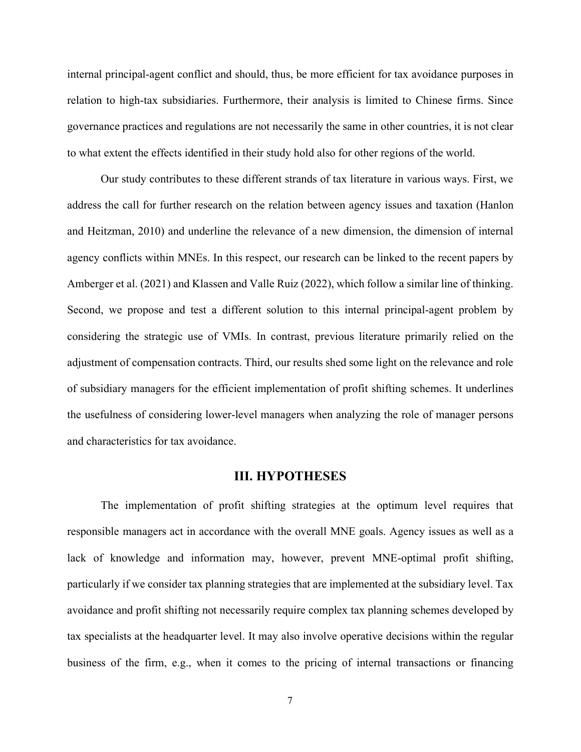internal principal-agent conflict and should, thus, be more efficient for tax avoidance purposes in relation to high-tax subsidiaries. Furthermore, their analysis is limited to Chinese firms. Since governance practices and regulations are not necessarily the same in other countries, it is not clear to what extent the effects identified in their study hold also for other regions of the world.

Our study contributes to these different strands of tax literature in various ways. First, we address the call for further research on the relation between agency issues and taxation (Hanlon and Heitzman, 2010) and underline the relevance of a new dimension, the dimension of internal agency conflicts within MNEs. In this respect, our research can be linked to the recent papers by Amberger et al. (2021) and Klassen and Valle Ruiz (2022), which follow a similar line of thinking. Second, we propose and test a different solution to this internal principal-agent problem by considering the strategic use of VMIs. In contrast, previous literature primarily relied on the adjustment of compensation contracts. Third, our results shed some light on the relevance and role of subsidiary managers for the efficient implementation of profit shifting schemes. It underlines the usefulness of considering lower-level managers when analyzing the role of manager persons and characteristics for tax avoidance.

## III. HYPOTHESES

The implementation of profit shifting strategies at the optimum level requires that responsible managers act in accordance with the overall MNE goals. Agency issues as well as a lack of knowledge and information may, however, prevent MNE-optimal profit shifting, particularly if we consider tax planning strategies that are implemented at the subsidiary level. Tax avoidance and profit shifting not necessarily require complex tax planning schemes developed by tax specialists at the headquarter level. It may also involve operative decisions within the regular business of the firm, e.g., when it comes to the pricing of internal transactions or financing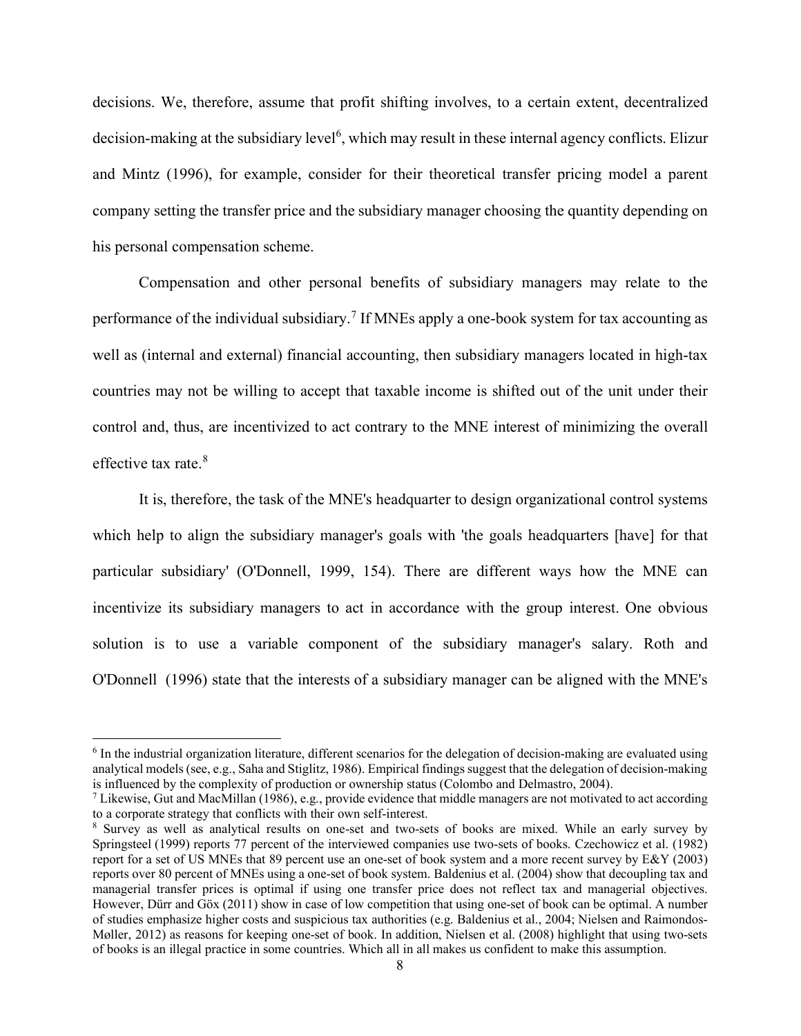decisions. We, therefore, assume that profit shifting involves, to a certain extent, decentralized decision-making at the subsidiary level[6], which may result in these internal agency conflicts. Elizur and Mintz (1996), for example, consider for their theoretical transfer pricing model a parent company setting the transfer price and the subsidiary manager choosing the quantity depending on his personal compensation scheme.

Compensation and other personal benefits of subsidiary managers may relate to the performance of the individual subsidiary.[7] If MNEs apply a one-book system for tax accounting as well as (internal and external) financial accounting, then subsidiary managers located in high-tax countries may not be willing to accept that taxable income is shifted out of the unit under their control and, thus, are incentivized to act contrary to the MNE interest of minimizing the overall effective tax rate.[8]

It is, therefore, the task of the MNE's headquarter to design organizational control systems which help to align the subsidiary manager's goals with 'the goals headquarters [have] for that particular subsidiary' (O'Donnell, 1999, 154). There are different ways how the MNE can incentivize its subsidiary managers to act in accordance with the group interest. One obvious solution is to use a variable component of the subsidiary manager's salary. Roth and O'Donnell (1996) state that the interests of a subsidiary manager can be aligned with the MNE's

---

[6] In the industrial organization literature, different scenarios for the delegation of decision-making are evaluated using analytical models (see, e.g., Saha and Stiglitz, 1986). Empirical findings suggest that the delegation of decision-making is influenced by the complexity of production or ownership status (Colombo and Delmastro, 2004).

[7] Likewise, Gut and MacMillan (1986), e.g., provide evidence that middle managers are not motivated to act according to a corporate strategy that conflicts with their own self-interest.

[8] Survey as well as analytical results on one-set and two-sets of books are mixed. While an early survey by Springsteel (1999) reports 77 percent of the interviewed companies use two-sets of books. Czechowicz et al. (1982) report for a set of US MNEs that 89 percent use an one-set of book system and a more recent survey by E&Y (2003) reports over 80 percent of MNEs using a one-set of book system. Baldenius et al. (2004) show that decoupling tax and managerial transfer prices is optimal if using one transfer price does not reflect tax and managerial objectives. However, Dürr and Göx (2011) show in case of low competition that using one-set of book can be optimal. A number of studies emphasize higher costs and suspicious tax authorities (e.g. Baldenius et al., 2004; Nielsen and Raimondos-Møller, 2012) as reasons for keeping one-set of book. In addition, Nielsen et al. (2008) highlight that using two-sets of books is an illegal practice in some countries. Which all in all makes us confident to make this assumption.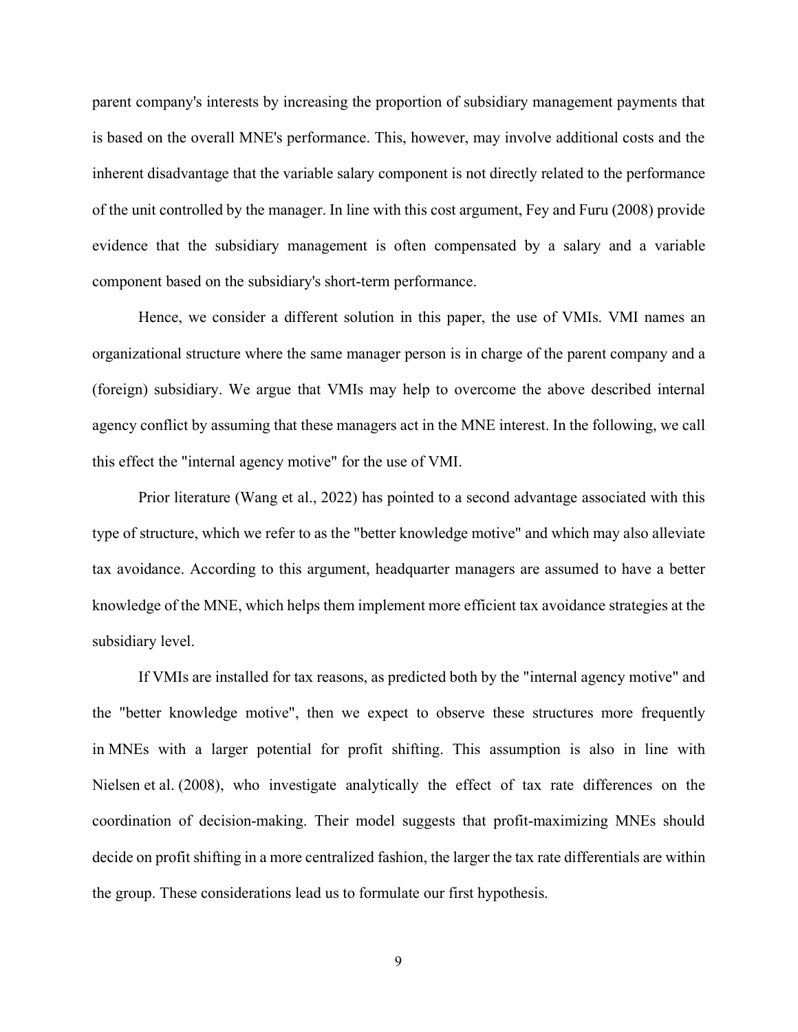parent company's interests by increasing the proportion of subsidiary management payments that is based on the overall MNE's performance. This, however, may involve additional costs and the inherent disadvantage that the variable salary component is not directly related to the performance of the unit controlled by the manager. In line with this cost argument, Fey and Furu (2008) provide evidence that the subsidiary management is often compensated by a salary and a variable component based on the subsidiary's short-term performance.

Hence, we consider a different solution in this paper, the use of VMIs. VMI names an organizational structure where the same manager person is in charge of the parent company and a (foreign) subsidiary. We argue that VMIs may help to overcome the above described internal agency conflict by assuming that these managers act in the MNE interest. In the following, we call this effect the "internal agency motive" for the use of VMI.

Prior literature (Wang et al., 2022) has pointed to a second advantage associated with this type of structure, which we refer to as the "better knowledge motive" and which may also alleviate tax avoidance. According to this argument, headquarter managers are assumed to have a better knowledge of the MNE, which helps them implement more efficient tax avoidance strategies at the subsidiary level.

If VMIs are installed for tax reasons, as predicted both by the "internal agency motive" and the "better knowledge motive", then we expect to observe these structures more frequently in MNEs with a larger potential for profit shifting. This assumption is also in line with Nielsen et al. (2008), who investigate analytically the effect of tax rate differences on the coordination of decision-making. Their model suggests that profit-maximizing MNEs should decide on profit shifting in a more centralized fashion, the larger the tax rate differentials are within the group. These considerations lead us to formulate our first hypothesis.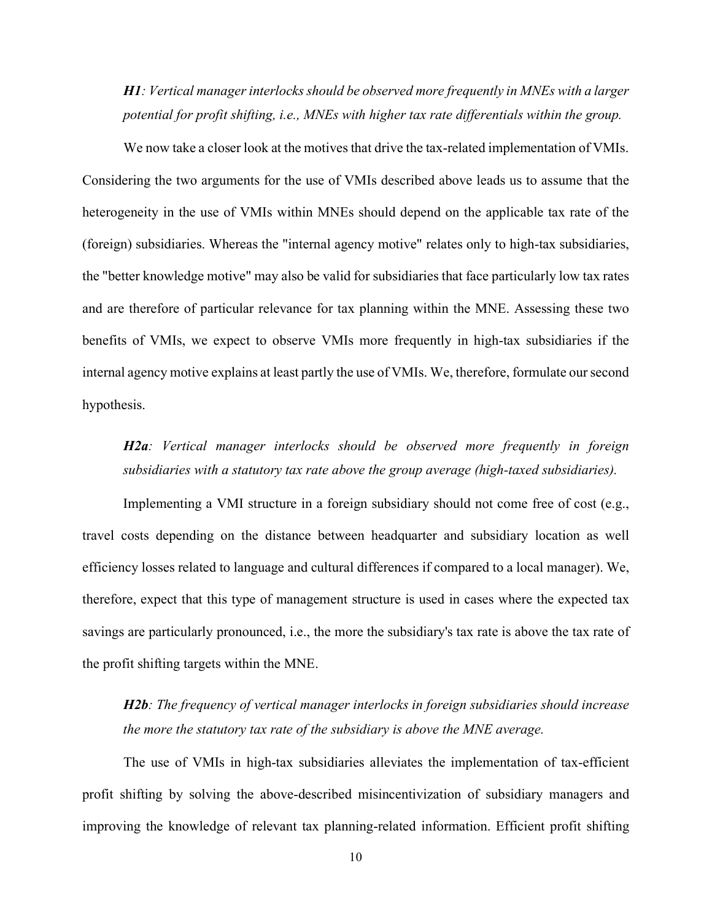***H1**: Vertical manager interlocks should be observed more frequently in MNEs with a larger potential for profit shifting, i.e., MNEs with higher tax rate differentials within the group.*

We now take a closer look at the motives that drive the tax-related implementation of VMIs. Considering the two arguments for the use of VMIs described above leads us to assume that the heterogeneity in the use of VMIs within MNEs should depend on the applicable tax rate of the (foreign) subsidiaries. Whereas the "internal agency motive" relates only to high-tax subsidiaries, the "better knowledge motive" may also be valid for subsidiaries that face particularly low tax rates and are therefore of particular relevance for tax planning within the MNE. Assessing these two benefits of VMIs, we expect to observe VMIs more frequently in high-tax subsidiaries if the internal agency motive explains at least partly the use of VMIs. We, therefore, formulate our second hypothesis.

***H2a**: Vertical manager interlocks should be observed more frequently in foreign subsidiaries with a statutory tax rate above the group average (high-taxed subsidiaries).*

Implementing a VMI structure in a foreign subsidiary should not come free of cost (e.g., travel costs depending on the distance between headquarter and subsidiary location as well efficiency losses related to language and cultural differences if compared to a local manager). We, therefore, expect that this type of management structure is used in cases where the expected tax savings are particularly pronounced, i.e., the more the subsidiary's tax rate is above the tax rate of the profit shifting targets within the MNE.

***H2b**: The frequency of vertical manager interlocks in foreign subsidiaries should increase the more the statutory tax rate of the subsidiary is above the MNE average.*

The use of VMIs in high-tax subsidiaries alleviates the implementation of tax-efficient profit shifting by solving the above-described misincentivization of subsidiary managers and improving the knowledge of relevant tax planning-related information. Efficient profit shifting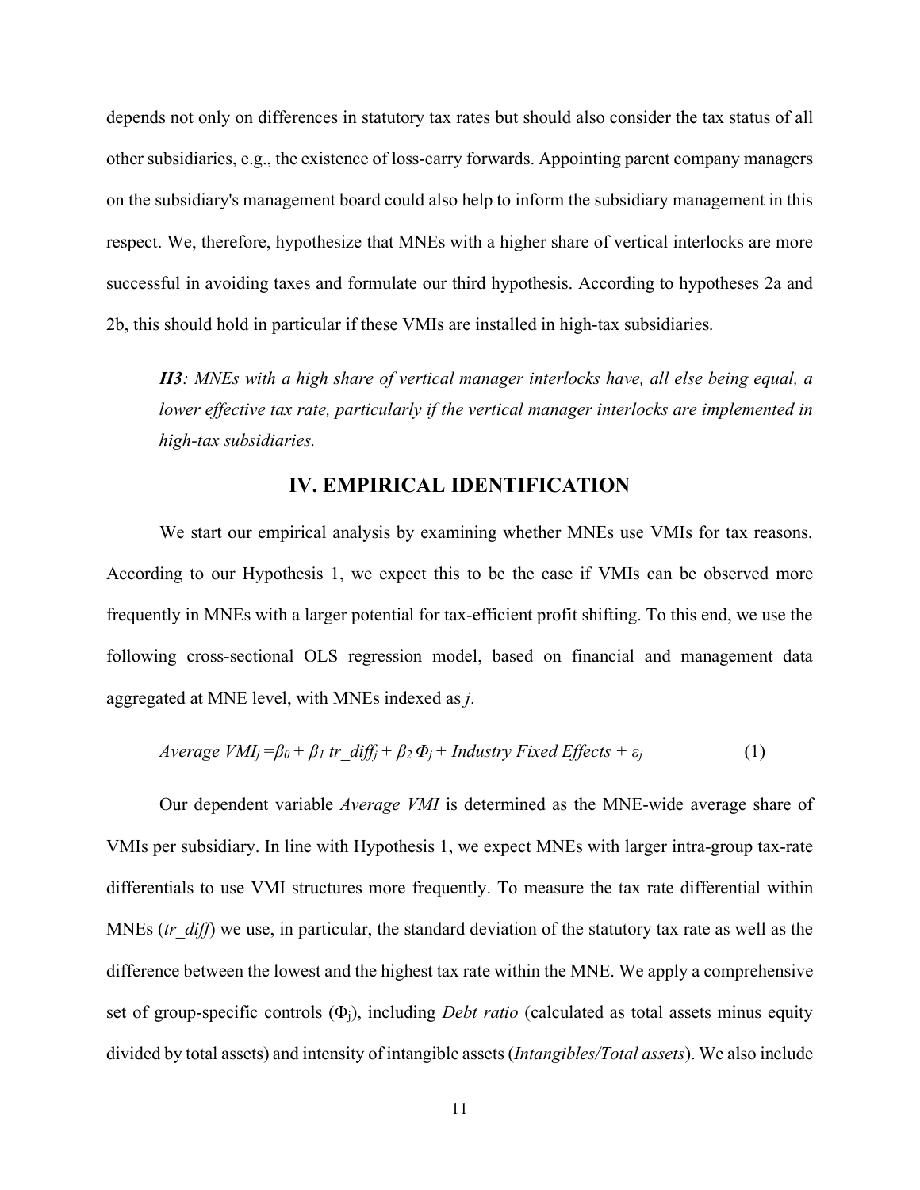depends not only on differences in statutory tax rates but should also consider the tax status of all other subsidiaries, e.g., the existence of loss-carry forwards. Appointing parent company managers on the subsidiary's management board could also help to inform the subsidiary management in this respect. We, therefore, hypothesize that MNEs with a higher share of vertical interlocks are more successful in avoiding taxes and formulate our third hypothesis. According to hypotheses 2a and 2b, this should hold in particular if these VMIs are installed in high-tax subsidiaries.

> ***H3**: MNEs with a high share of vertical manager interlocks have, all else being equal, a lower effective tax rate, particularly if the vertical manager interlocks are implemented in high-tax subsidiaries.*

## IV. EMPIRICAL IDENTIFICATION

We start our empirical analysis by examining whether MNEs use VMIs for tax reasons. According to our Hypothesis 1, we expect this to be the case if VMIs can be observed more frequently in MNEs with a larger potential for tax-efficient profit shifting. To this end, we use the following cross-sectional OLS regression model, based on financial and management data aggregated at MNE level, with MNEs indexed as *j*.

$$Average\ VMI_j = \beta_0 + \beta_1\ tr\_diff_j + \beta_2\ \Phi_j + Industry\ Fixed\ Effects + \varepsilon_j \tag{1}$$

Our dependent variable *Average VMI* is determined as the MNE-wide average share of VMIs per subsidiary. In line with Hypothesis 1, we expect MNEs with larger intra-group tax-rate differentials to use VMI structures more frequently. To measure the tax rate differential within MNEs (*tr_diff*) we use, in particular, the standard deviation of the statutory tax rate as well as the difference between the lowest and the highest tax rate within the MNE. We apply a comprehensive set of group-specific controls ($\Phi_j$), including *Debt ratio* (calculated as total assets minus equity divided by total assets) and intensity of intangible assets (*Intangibles/Total assets*). We also include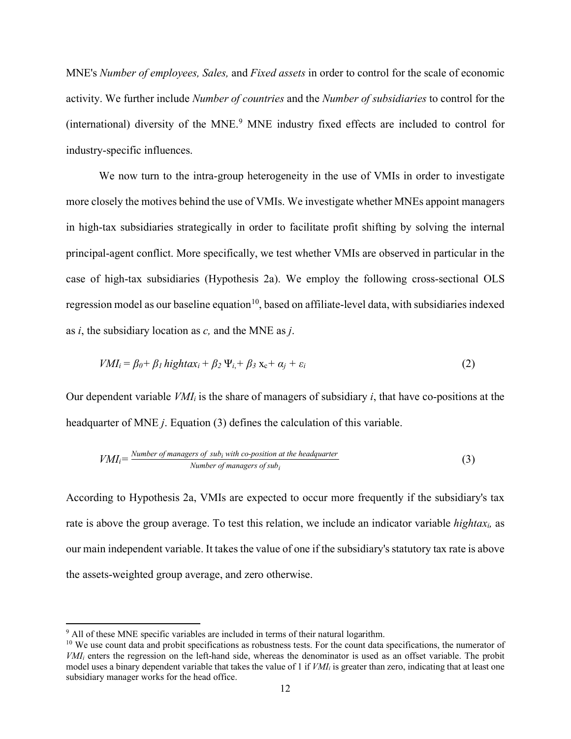MNE's *Number of employees, Sales,* and *Fixed assets* in order to control for the scale of economic activity. We further include *Number of countries* and the *Number of subsidiaries* to control for the (international) diversity of the MNE.[9] MNE industry fixed effects are included to control for industry-specific influences.

We now turn to the intra-group heterogeneity in the use of VMIs in order to investigate more closely the motives behind the use of VMIs. We investigate whether MNEs appoint managers in high-tax subsidiaries strategically in order to facilitate profit shifting by solving the internal principal-agent conflict. More specifically, we test whether VMIs are observed in particular in the case of high-tax subsidiaries (Hypothesis 2a). We employ the following cross-sectional OLS regression model as our baseline equation[10], based on affiliate-level data, with subsidiaries indexed as $i$, the subsidiary location as $c$, and the MNE as $j$.

$$VMI_i = \beta_0 + \beta_1\, hightax_i + \beta_2\, \Psi_{i,} + \beta_3\, x_c + \alpha_j + \varepsilon_i \tag{2}$$

Our dependent variable $VMI_i$ is the share of managers of subsidiary $i$, that have co-positions at the headquarter of MNE $j$. Equation (3) defines the calculation of this variable.

$$VMI_i = \frac{\textit{Number of managers of } sub_i \textit{ with co-position at the headquarter}}{\textit{Number of managers of } sub_i} \tag{3}$$

According to Hypothesis 2a, VMIs are expected to occur more frequently if the subsidiary's tax rate is above the group average. To test this relation, we include an indicator variable $hightax_i$, as our main independent variable. It takes the value of one if the subsidiary's statutory tax rate is above the assets-weighted group average, and zero otherwise.

---

[9] All of these MNE specific variables are included in terms of their natural logarithm.

[10] We use count data and probit specifications as robustness tests. For the count data specifications, the numerator of $VMI_i$ enters the regression on the left-hand side, whereas the denominator is used as an offset variable. The probit model uses a binary dependent variable that takes the value of 1 if $VMI_i$ is greater than zero, indicating that at least one subsidiary manager works for the head office.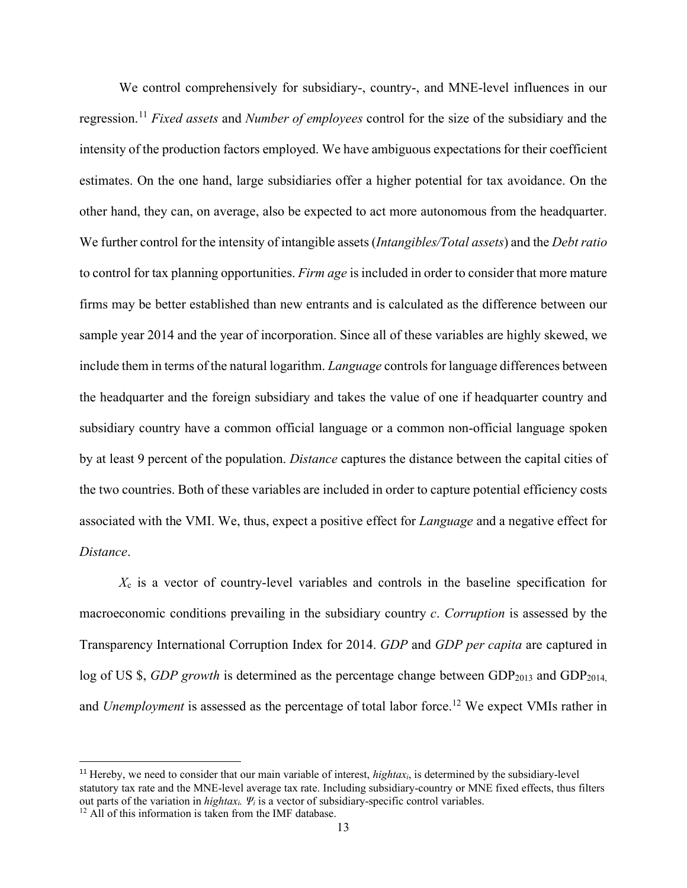We control comprehensively for subsidiary-, country-, and MNE-level influences in our regression.[11] *Fixed assets* and *Number of employees* control for the size of the subsidiary and the intensity of the production factors employed. We have ambiguous expectations for their coefficient estimates. On the one hand, large subsidiaries offer a higher potential for tax avoidance. On the other hand, they can, on average, also be expected to act more autonomous from the headquarter. We further control for the intensity of intangible assets (*Intangibles/Total assets*) and the *Debt ratio* to control for tax planning opportunities. *Firm age* is included in order to consider that more mature firms may be better established than new entrants and is calculated as the difference between our sample year 2014 and the year of incorporation. Since all of these variables are highly skewed, we include them in terms of the natural logarithm. *Language* controls for language differences between the headquarter and the foreign subsidiary and takes the value of one if headquarter country and subsidiary country have a common official language or a common non-official language spoken by at least 9 percent of the population. *Distance* captures the distance between the capital cities of the two countries. Both of these variables are included in order to capture potential efficiency costs associated with the VMI. We, thus, expect a positive effect for *Language* and a negative effect for *Distance*.

$X_c$ is a vector of country-level variables and controls in the baseline specification for macroeconomic conditions prevailing in the subsidiary country $c$. *Corruption* is assessed by the Transparency International Corruption Index for 2014. *GDP* and *GDP per capita* are captured in log of US \$, *GDP growth* is determined as the percentage change between $GDP_{2013}$ and $GDP_{2014}$, and *Unemployment* is assessed as the percentage of total labor force.[12] We expect VMIs rather in

---

[11] Hereby, we need to consider that our main variable of interest, $hightax_i$, is determined by the subsidiary-level statutory tax rate and the MNE-level average tax rate. Including subsidiary-country or MNE fixed effects, thus filters out parts of the variation in $hightax_i$. $\Psi_i$ is a vector of subsidiary-specific control variables.

[12] All of this information is taken from the IMF database.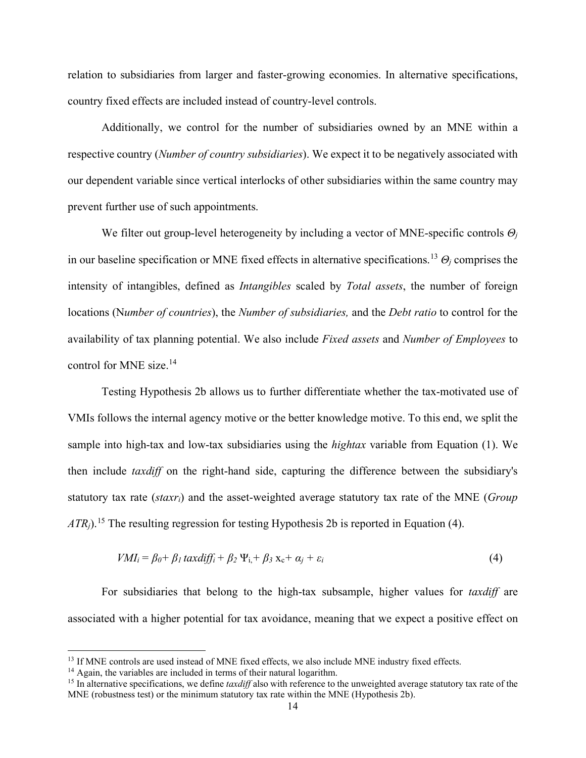relation to subsidiaries from larger and faster-growing economies. In alternative specifications, country fixed effects are included instead of country-level controls.

Additionally, we control for the number of subsidiaries owned by an MNE within a respective country (*Number of country subsidiaries*). We expect it to be negatively associated with our dependent variable since vertical interlocks of other subsidiaries within the same country may prevent further use of such appointments.

We filter out group-level heterogeneity by including a vector of MNE-specific controls $\Theta_j$ in our baseline specification or MNE fixed effects in alternative specifications.[13] $\Theta_j$ comprises the intensity of intangibles, defined as *Intangibles* scaled by *Total assets*, the number of foreign locations (N*umber of countries*), the *Number of subsidiaries,* and the *Debt ratio* to control for the availability of tax planning potential. We also include *Fixed assets* and *Number of Employees* to control for MNE size.[14]

Testing Hypothesis 2b allows us to further differentiate whether the tax-motivated use of VMIs follows the internal agency motive or the better knowledge motive. To this end, we split the sample into high-tax and low-tax subsidiaries using the *hightax* variable from Equation (1). We then include *taxdiff* on the right-hand side, capturing the difference between the subsidiary's statutory tax rate ($staxr_i$) and the asset-weighted average statutory tax rate of the MNE ($Group\ ATR_j$).[15] The resulting regression for testing Hypothesis 2b is reported in Equation (4).

$$VMI_i = \beta_0 + \beta_1\, taxdiff_i + \beta_2\, \Psi_i + \beta_3\, x_c + \alpha_j + \varepsilon_i \tag{4}$$

For subsidiaries that belong to the high-tax subsample, higher values for *taxdiff* are associated with a higher potential for tax avoidance, meaning that we expect a positive effect on

[13] If MNE controls are used instead of MNE fixed effects, we also include MNE industry fixed effects.

[14] Again, the variables are included in terms of their natural logarithm.

[15] In alternative specifications, we define *taxdiff* also with reference to the unweighted average statutory tax rate of the MNE (robustness test) or the minimum statutory tax rate within the MNE (Hypothesis 2b).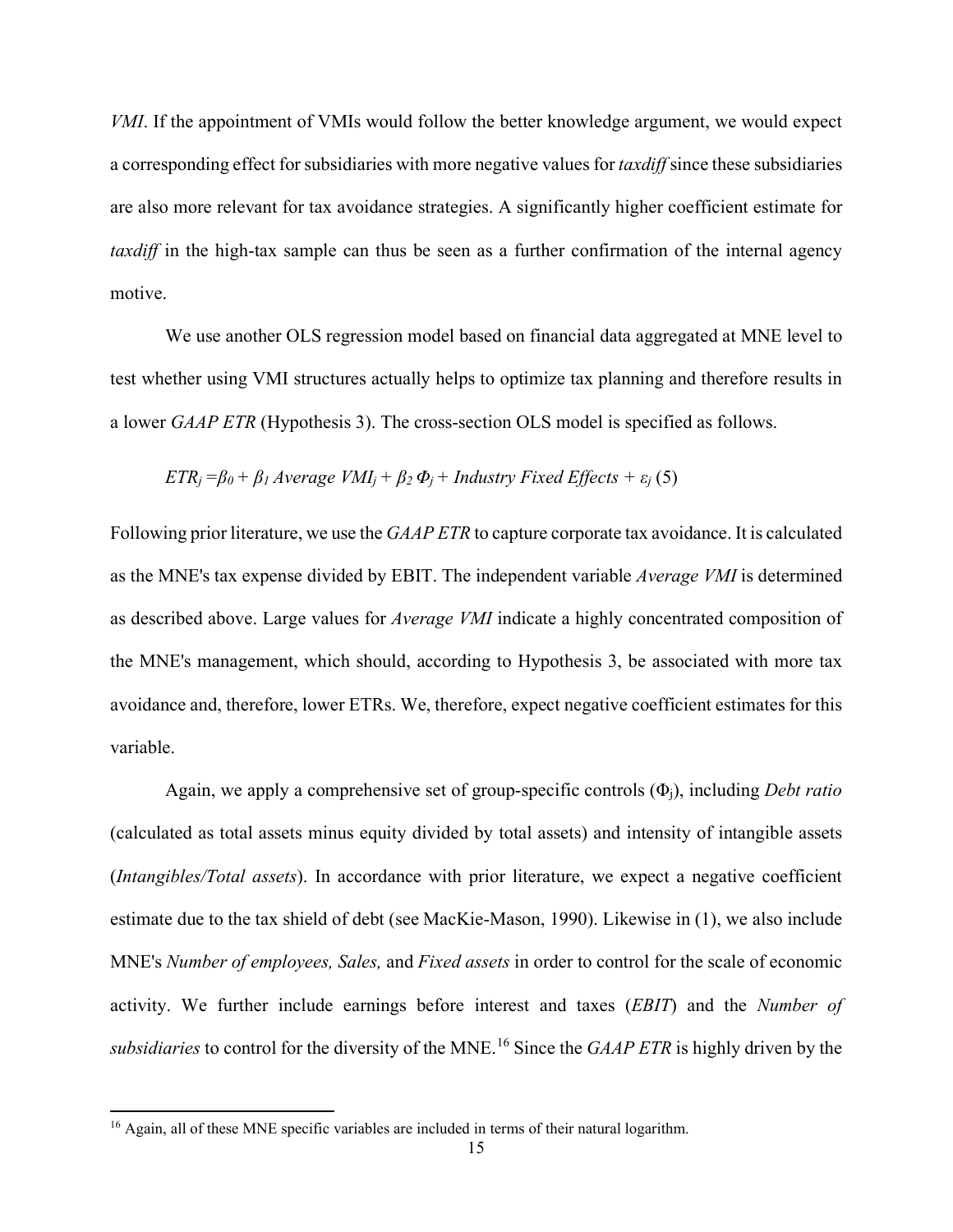*VMI*. If the appointment of VMIs would follow the better knowledge argument, we would expect a corresponding effect for subsidiaries with more negative values for *taxdiff* since these subsidiaries are also more relevant for tax avoidance strategies. A significantly higher coefficient estimate for *taxdiff* in the high-tax sample can thus be seen as a further confirmation of the internal agency motive.

We use another OLS regression model based on financial data aggregated at MNE level to test whether using VMI structures actually helps to optimize tax planning and therefore results in a lower *GAAP ETR* (Hypothesis 3). The cross-section OLS model is specified as follows.

$$ETR_j = \beta_0 + \beta_1 \, Average \; VMI_j + \beta_2 \, \Phi_j + Industry \; Fixed \; Effects + \varepsilon_j \quad (5)$$

Following prior literature, we use the *GAAP ETR* to capture corporate tax avoidance. It is calculated as the MNE's tax expense divided by EBIT. The independent variable *Average VMI* is determined as described above. Large values for *Average VMI* indicate a highly concentrated composition of the MNE's management, which should, according to Hypothesis 3, be associated with more tax avoidance and, therefore, lower ETRs. We, therefore, expect negative coefficient estimates for this variable.

Again, we apply a comprehensive set of group-specific controls ($\Phi_j$), including *Debt ratio* (calculated as total assets minus equity divided by total assets) and intensity of intangible assets (*Intangibles/Total assets*). In accordance with prior literature, we expect a negative coefficient estimate due to the tax shield of debt (see MacKie-Mason, 1990). Likewise in (1), we also include MNE's *Number of employees, Sales,* and *Fixed assets* in order to control for the scale of economic activity. We further include earnings before interest and taxes (*EBIT*) and the *Number of subsidiaries* to control for the diversity of the MNE.[16] Since the *GAAP ETR* is highly driven by the

[16] Again, all of these MNE specific variables are included in terms of their natural logarithm.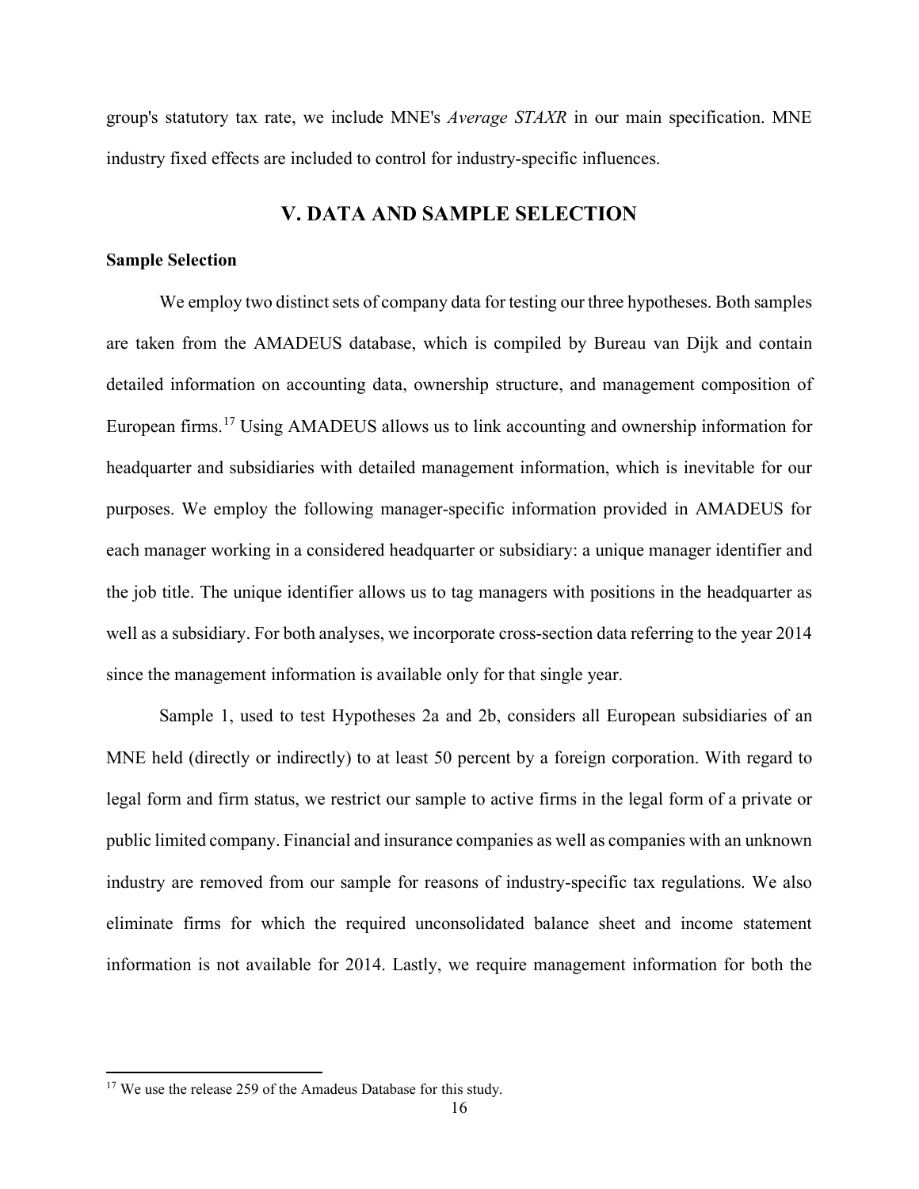group's statutory tax rate, we include MNE's *Average STAXR* in our main specification. MNE industry fixed effects are included to control for industry-specific influences.

## V. DATA AND SAMPLE SELECTION

**Sample Selection**

We employ two distinct sets of company data for testing our three hypotheses. Both samples are taken from the AMADEUS database, which is compiled by Bureau van Dijk and contain detailed information on accounting data, ownership structure, and management composition of European firms.[17] Using AMADEUS allows us to link accounting and ownership information for headquarter and subsidiaries with detailed management information, which is inevitable for our purposes. We employ the following manager-specific information provided in AMADEUS for each manager working in a considered headquarter or subsidiary: a unique manager identifier and the job title. The unique identifier allows us to tag managers with positions in the headquarter as well as a subsidiary. For both analyses, we incorporate cross-section data referring to the year 2014 since the management information is available only for that single year.

Sample 1, used to test Hypotheses 2a and 2b, considers all European subsidiaries of an MNE held (directly or indirectly) to at least 50 percent by a foreign corporation. With regard to legal form and firm status, we restrict our sample to active firms in the legal form of a private or public limited company. Financial and insurance companies as well as companies with an unknown industry are removed from our sample for reasons of industry-specific tax regulations. We also eliminate firms for which the required unconsolidated balance sheet and income statement information is not available for 2014. Lastly, we require management information for both the

[17] We use the release 259 of the Amadeus Database for this study.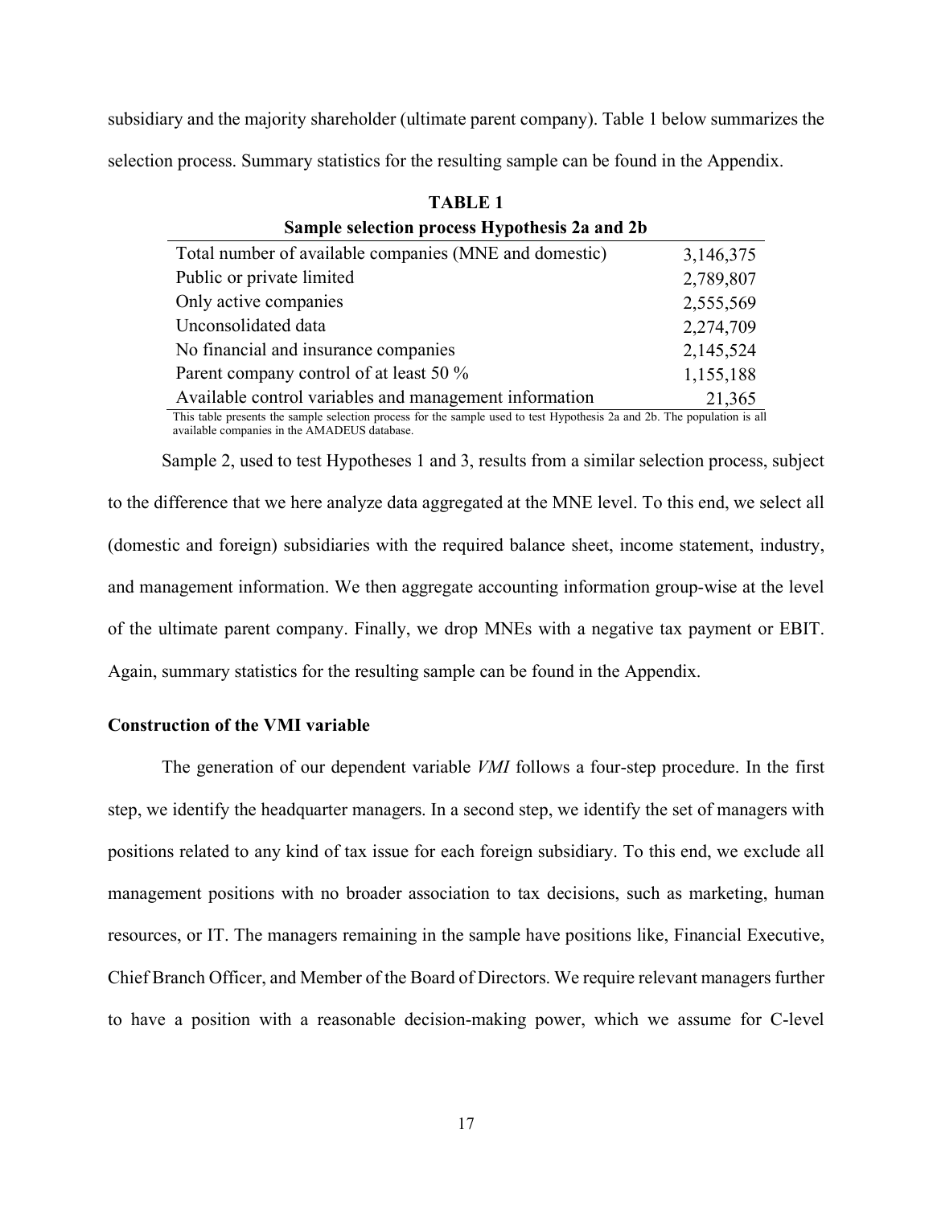subsidiary and the majority shareholder (ultimate parent company). Table 1 below summarizes the selection process. Summary statistics for the resulting sample can be found in the Appendix.

**TABLE 1**
**Sample selection process Hypothesis 2a and 2b**

| | |
|---|---|
| Total number of available companies (MNE and domestic) | 3,146,375 |
| Public or private limited | 2,789,807 |
| Only active companies | 2,555,569 |
| Unconsolidated data | 2,274,709 |
| No financial and insurance companies | 2,145,524 |
| Parent company control of at least 50 % | 1,155,188 |
| Available control variables and management information | 21,365 |

This table presents the sample selection process for the sample used to test Hypothesis 2a and 2b. The population is all available companies in the AMADEUS database.

Sample 2, used to test Hypotheses 1 and 3, results from a similar selection process, subject to the difference that we here analyze data aggregated at the MNE level. To this end, we select all (domestic and foreign) subsidiaries with the required balance sheet, income statement, industry, and management information. We then aggregate accounting information group-wise at the level of the ultimate parent company. Finally, we drop MNEs with a negative tax payment or EBIT. Again, summary statistics for the resulting sample can be found in the Appendix.

### Construction of the VMI variable

The generation of our dependent variable *VMI* follows a four-step procedure. In the first step, we identify the headquarter managers. In a second step, we identify the set of managers with positions related to any kind of tax issue for each foreign subsidiary. To this end, we exclude all management positions with no broader association to tax decisions, such as marketing, human resources, or IT. The managers remaining in the sample have positions like, Financial Executive, Chief Branch Officer, and Member of the Board of Directors. We require relevant managers further to have a position with a reasonable decision-making power, which we assume for C-level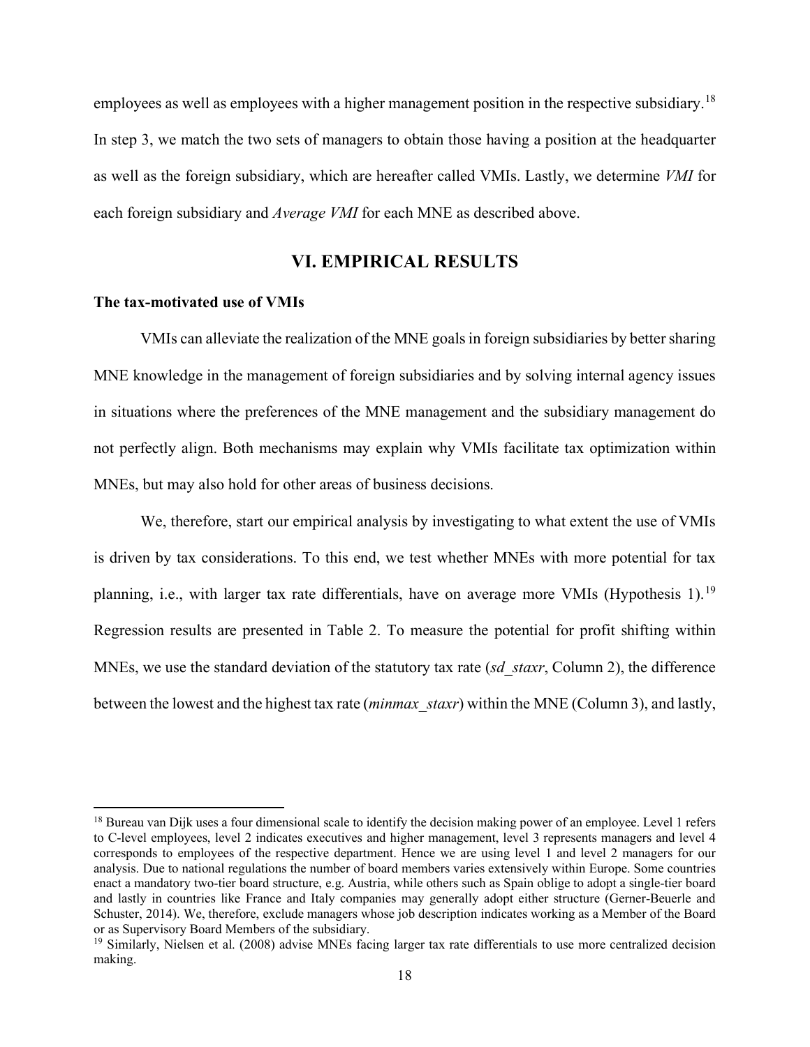employees as well as employees with a higher management position in the respective subsidiary.[18] In step 3, we match the two sets of managers to obtain those having a position at the headquarter as well as the foreign subsidiary, which are hereafter called VMIs. Lastly, we determine *VMI* for each foreign subsidiary and *Average VMI* for each MNE as described above.

## VI. EMPIRICAL RESULTS

### The tax-motivated use of VMIs

VMIs can alleviate the realization of the MNE goals in foreign subsidiaries by better sharing MNE knowledge in the management of foreign subsidiaries and by solving internal agency issues in situations where the preferences of the MNE management and the subsidiary management do not perfectly align. Both mechanisms may explain why VMIs facilitate tax optimization within MNEs, but may also hold for other areas of business decisions.

We, therefore, start our empirical analysis by investigating to what extent the use of VMIs is driven by tax considerations. To this end, we test whether MNEs with more potential for tax planning, i.e., with larger tax rate differentials, have on average more VMIs (Hypothesis 1).[19] Regression results are presented in Table 2. To measure the potential for profit shifting within MNEs, we use the standard deviation of the statutory tax rate (*sd_staxr*, Column 2), the difference between the lowest and the highest tax rate (*minmax_staxr*) within the MNE (Column 3), and lastly,

---

[18] Bureau van Dijk uses a four dimensional scale to identify the decision making power of an employee. Level 1 refers to C-level employees, level 2 indicates executives and higher management, level 3 represents managers and level 4 corresponds to employees of the respective department. Hence we are using level 1 and level 2 managers for our analysis. Due to national regulations the number of board members varies extensively within Europe. Some countries enact a mandatory two-tier board structure, e.g. Austria, while others such as Spain oblige to adopt a single-tier board and lastly in countries like France and Italy companies may generally adopt either structure (Gerner-Beuerle and Schuster, 2014). We, therefore, exclude managers whose job description indicates working as a Member of the Board or as Supervisory Board Members of the subsidiary.

[19] Similarly, Nielsen et al. (2008) advise MNEs facing larger tax rate differentials to use more centralized decision making.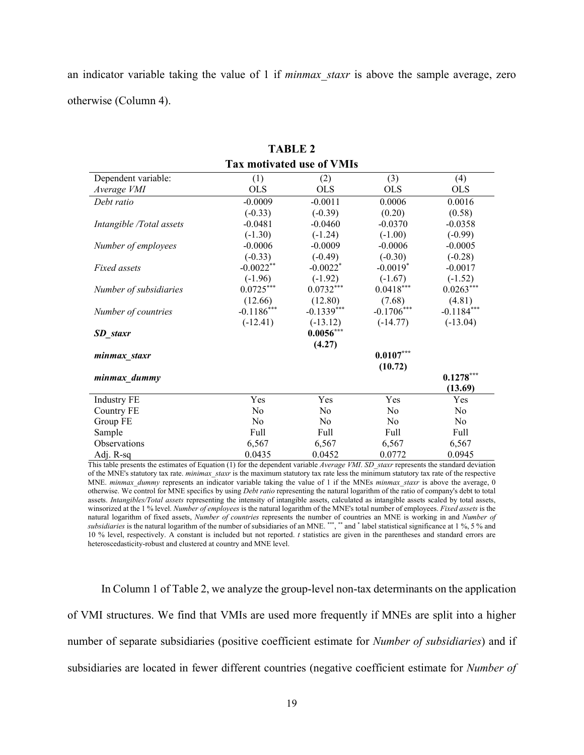an indicator variable taking the value of 1 if *minmax_staxr* is above the sample average, zero otherwise (Column 4).

**TABLE 2**

**Tax motivated use of VMIs**

| Dependent variable: *Average VMI* | (1) OLS | (2) OLS | (3) OLS | (4) OLS |
|---|---|---|---|---|
| *Debt ratio* | -0.0009 | -0.0011 | 0.0006 | 0.0016 |
| | (-0.33) | (-0.39) | (0.20) | (0.58) |
| *Intangible /Total assets* | -0.0481 | -0.0460 | -0.0370 | -0.0358 |
| | (-1.30) | (-1.24) | (-1.00) | (-0.99) |
| *Number of employees* | -0.0006 | -0.0009 | -0.0006 | -0.0005 |
| | (-0.33) | (-0.49) | (-0.30) | (-0.28) |
| *Fixed assets* | -0.0022** | -0.0022* | -0.0019* | -0.0017 |
| | (-1.96) | (-1.92) | (-1.67) | (-1.52) |
| *Number of subsidiaries* | 0.0725*** | 0.0732*** | 0.0418*** | 0.0263*** |
| | (12.66) | (12.80) | (7.68) | (4.81) |
| *Number of countries* | -0.1186*** | -0.1339*** | -0.1706*** | -0.1184*** |
| | (-12.41) | (-13.12) | (-14.77) | (-13.04) |
| ***SD_staxr*** | | **0.0056*** ** | | |
| | | **(4.27)** | | |
| ***minmax_staxr*** | | | **0.0107*** ** | |
| | | | **(10.72)** | |
| ***minmax_dummy*** | | | | **0.1278*** ** |
| | | | | **(13.69)** |
| Industry FE | Yes | Yes | Yes | Yes |
| Country FE | No | No | No | No |
| Group FE | No | No | No | No |
| Sample | Full | Full | Full | Full |
| Observations | 6,567 | 6,567 | 6,567 | 6,567 |
| Adj. R-sq | 0.0435 | 0.0452 | 0.0772 | 0.0945 |

This table presents the estimates of Equation (1) for the dependent variable *Average VMI*. *SD_staxr* represents the standard deviation of the MNE's statutory tax rate. *minimax_staxr* is the maximum statutory tax rate less the minimum statutory tax rate of the respective MNE. *minmax_dummy* represents an indicator variable taking the value of 1 if the MNEs *minmax_staxr* is above the average, 0 otherwise. We control for MNE specifics by using *Debt ratio* representing the natural logarithm of the ratio of company's debt to total assets. *Intangibles/Total assets* representing the intensity of intangible assets, calculated as intangible assets scaled by total assets, winsorized at the 1 % level. *Number of employees* is the natural logarithm of the MNE's total number of employees. *Fixed assets* is the natural logarithm of fixed assets, *Number of countries* represents the number of countries an MNE is working in and *Number of subsidiaries* is the natural logarithm of the number of subsidiaries of an MNE. ***, ** and * label statistical significance at 1 %, 5 % and 10 % level, respectively. A constant is included but not reported. *t* statistics are given in the parentheses and standard errors are heteroscedasticity-robust and clustered at country and MNE level.

In Column 1 of Table 2, we analyze the group-level non-tax determinants on the application of VMI structures. We find that VMIs are used more frequently if MNEs are split into a higher number of separate subsidiaries (positive coefficient estimate for *Number of subsidiaries*) and if subsidiaries are located in fewer different countries (negative coefficient estimate for *Number of*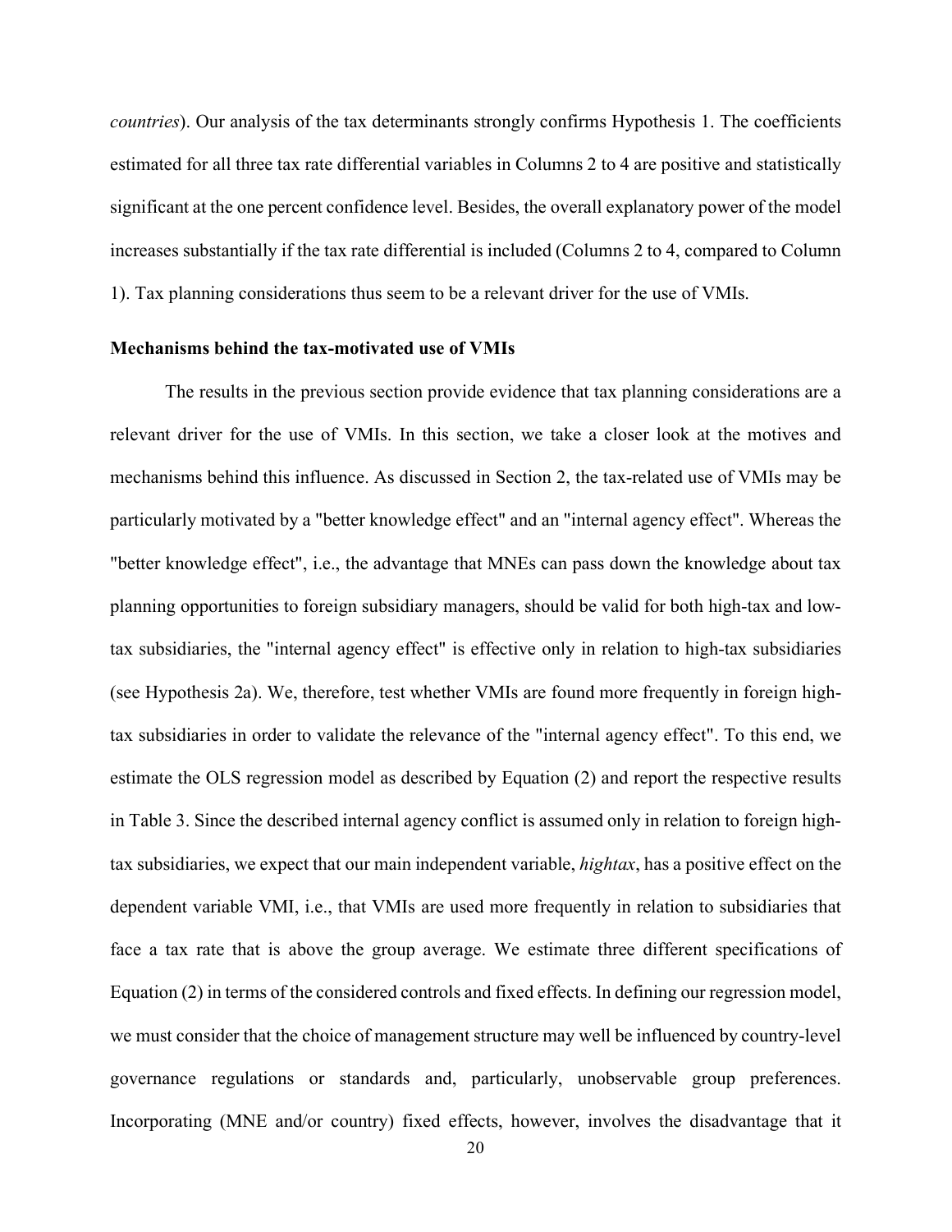*countries*). Our analysis of the tax determinants strongly confirms Hypothesis 1. The coefficients estimated for all three tax rate differential variables in Columns 2 to 4 are positive and statistically significant at the one percent confidence level. Besides, the overall explanatory power of the model increases substantially if the tax rate differential is included (Columns 2 to 4, compared to Column 1). Tax planning considerations thus seem to be a relevant driver for the use of VMIs.

**Mechanisms behind the tax-motivated use of VMIs**

The results in the previous section provide evidence that tax planning considerations are a relevant driver for the use of VMIs. In this section, we take a closer look at the motives and mechanisms behind this influence. As discussed in Section 2, the tax-related use of VMIs may be particularly motivated by a "better knowledge effect" and an "internal agency effect". Whereas the "better knowledge effect", i.e., the advantage that MNEs can pass down the knowledge about tax planning opportunities to foreign subsidiary managers, should be valid for both high-tax and low-tax subsidiaries, the "internal agency effect" is effective only in relation to high-tax subsidiaries (see Hypothesis 2a). We, therefore, test whether VMIs are found more frequently in foreign high-tax subsidiaries in order to validate the relevance of the "internal agency effect". To this end, we estimate the OLS regression model as described by Equation (2) and report the respective results in Table 3. Since the described internal agency conflict is assumed only in relation to foreign high-tax subsidiaries, we expect that our main independent variable, *hightax*, has a positive effect on the dependent variable VMI, i.e., that VMIs are used more frequently in relation to subsidiaries that face a tax rate that is above the group average. We estimate three different specifications of Equation (2) in terms of the considered controls and fixed effects. In defining our regression model, we must consider that the choice of management structure may well be influenced by country-level governance regulations or standards and, particularly, unobservable group preferences. Incorporating (MNE and/or country) fixed effects, however, involves the disadvantage that it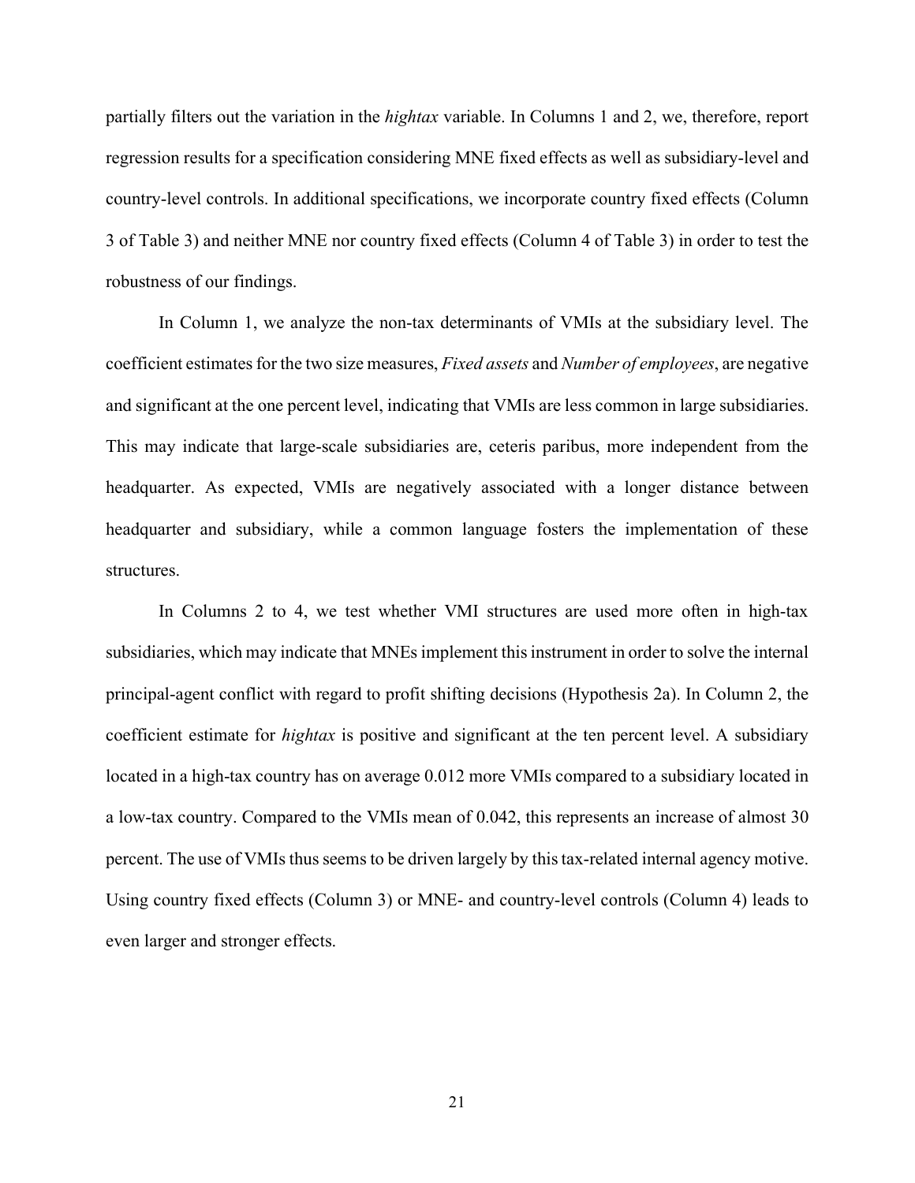partially filters out the variation in the *hightax* variable. In Columns 1 and 2, we, therefore, report regression results for a specification considering MNE fixed effects as well as subsidiary-level and country-level controls. In additional specifications, we incorporate country fixed effects (Column 3 of Table 3) and neither MNE nor country fixed effects (Column 4 of Table 3) in order to test the robustness of our findings.

In Column 1, we analyze the non-tax determinants of VMIs at the subsidiary level. The coefficient estimates for the two size measures, *Fixed assets* and *Number of employees*, are negative and significant at the one percent level, indicating that VMIs are less common in large subsidiaries. This may indicate that large-scale subsidiaries are, ceteris paribus, more independent from the headquarter. As expected, VMIs are negatively associated with a longer distance between headquarter and subsidiary, while a common language fosters the implementation of these structures.

In Columns 2 to 4, we test whether VMI structures are used more often in high-tax subsidiaries, which may indicate that MNEs implement this instrument in order to solve the internal principal-agent conflict with regard to profit shifting decisions (Hypothesis 2a). In Column 2, the coefficient estimate for *hightax* is positive and significant at the ten percent level. A subsidiary located in a high-tax country has on average 0.012 more VMIs compared to a subsidiary located in a low-tax country. Compared to the VMIs mean of 0.042, this represents an increase of almost 30 percent. The use of VMIs thus seems to be driven largely by this tax-related internal agency motive. Using country fixed effects (Column 3) or MNE- and country-level controls (Column 4) leads to even larger and stronger effects.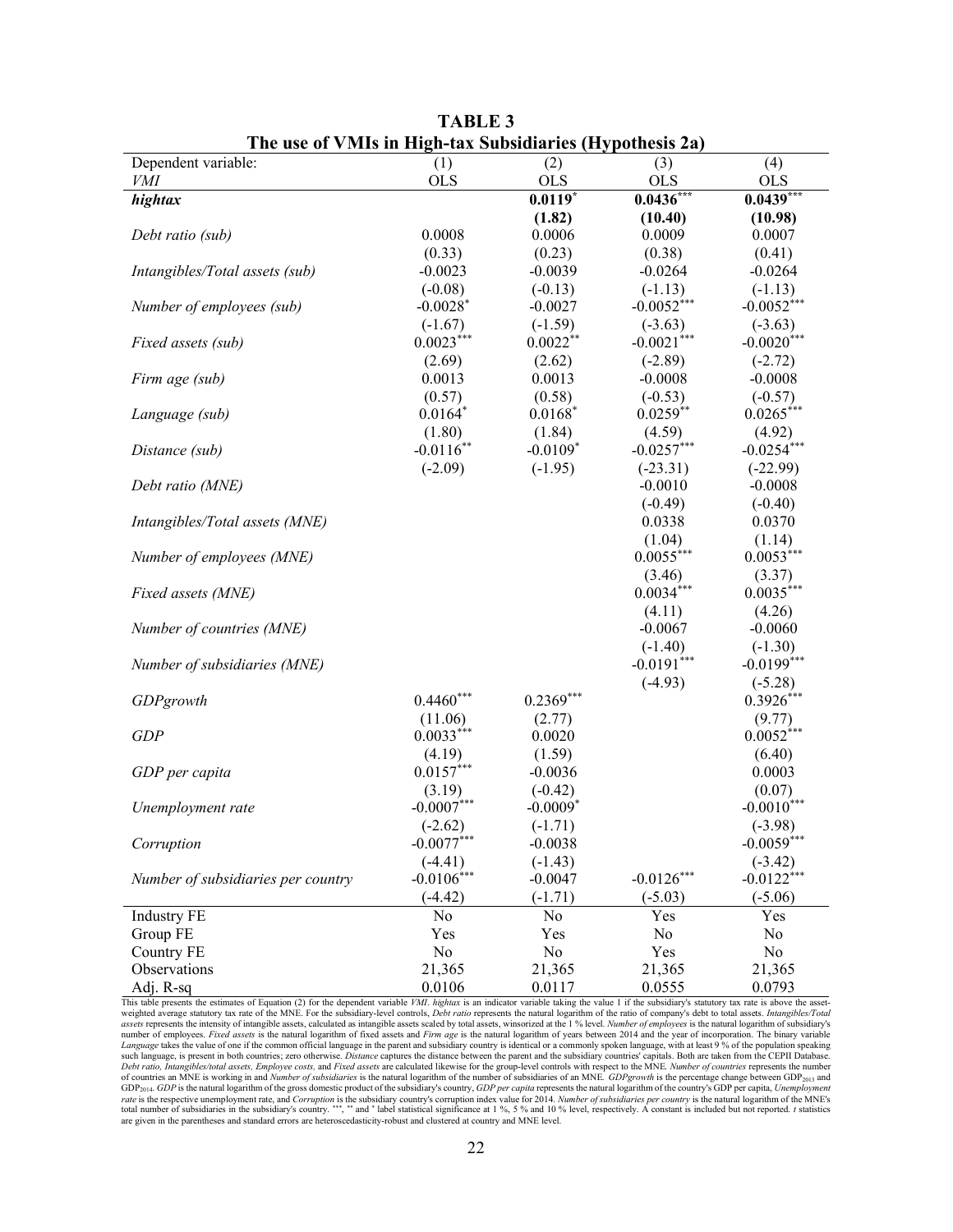**TABLE 3**

**The use of VMIs in High-tax Subsidiaries (Hypothesis 2a)**

| Dependent variable: *VMI* | (1) OLS | (2) OLS | (3) OLS | (4) OLS |
|---|---|---|---|---|
| ***hightax*** | | **0.0119*** | **0.0436***** | **0.0439***** |
| | | **(1.82)** | **(10.40)** | **(10.98)** |
| *Debt ratio (sub)* | 0.0008 | 0.0006 | 0.0009 | 0.0007 |
| | (0.33) | (0.23) | (0.38) | (0.41) |
| *Intangibles/Total assets (sub)* | -0.0023 | -0.0039 | -0.0264 | -0.0264 |
| | (-0.08) | (-0.13) | (-1.13) | (-1.13) |
| *Number of employees (sub)* | -0.0028* | -0.0027 | -0.0052*** | -0.0052*** |
| | (-1.67) | (-1.59) | (-3.63) | (-3.63) |
| *Fixed assets (sub)* | 0.0023*** | 0.0022** | -0.0021*** | -0.0020*** |
| | (2.69) | (2.62) | (-2.89) | (-2.72) |
| *Firm age (sub)* | 0.0013 | 0.0013 | -0.0008 | -0.0008 |
| | (0.57) | (0.58) | (-0.53) | (-0.57) |
| *Language (sub)* | 0.0164* | 0.0168* | 0.0259** | 0.0265*** |
| | (1.80) | (1.84) | (4.59) | (4.92) |
| *Distance (sub)* | -0.0116** | -0.0109* | -0.0257*** | -0.0254*** |
| | (-2.09) | (-1.95) | (-23.31) | (-22.99) |
| *Debt ratio (MNE)* | | | -0.0010 | -0.0008 |
| | | | (-0.49) | (-0.40) |
| *Intangibles/Total assets (MNE)* | | | 0.0338 | 0.0370 |
| | | | (1.04) | (1.14) |
| *Number of employees (MNE)* | | | 0.0055*** | 0.0053*** |
| | | | (3.46) | (3.37) |
| *Fixed assets (MNE)* | | | 0.0034*** | 0.0035*** |
| | | | (4.11) | (4.26) |
| *Number of countries (MNE)* | | | -0.0067 | -0.0060 |
| | | | (-1.40) | (-1.30) |
| *Number of subsidiaries (MNE)* | | | -0.0191*** | -0.0199*** |
| | | | (-4.93) | (-5.28) |
| *GDPgrowth* | 0.4460*** | 0.2369*** | | 0.3926*** |
| | (11.06) | (2.77) | | (9.77) |
| *GDP* | 0.0033*** | 0.0020 | | 0.0052*** |
| | (4.19) | (1.59) | | (6.40) |
| *GDP per capita* | 0.0157*** | -0.0036 | | 0.0003 |
| | (3.19) | (-0.42) | | (0.07) |
| *Unemployment rate* | -0.0007*** | -0.0009* | | -0.0010*** |
| | (-2.62) | (-1.71) | | (-3.98) |
| *Corruption* | -0.0077*** | -0.0038 | | -0.0059*** |
| | (-4.41) | (-1.43) | | (-3.42) |
| *Number of subsidiaries per country* | -0.0106*** | -0.0047 | -0.0126*** | -0.0122*** |
| | (-4.42) | (-1.71) | (-5.03) | (-5.06) |
| Industry FE | No | No | Yes | Yes |
| Group FE | Yes | Yes | No | No |
| Country FE | No | No | Yes | No |
| Observations | 21,365 | 21,365 | 21,365 | 21,365 |
| Adj. R-sq | 0.0106 | 0.0117 | 0.0555 | 0.0793 |

This table presents the estimates of Equation (2) for the dependent variable *VMI*. *hightax* is an indicator variable taking the value 1 if the subsidiary's statutory tax rate is above the asset-weighted average statutory tax rate of the MNE. For the subsidiary-level controls, *Debt ratio* represents the natural logarithm of the ratio of company's debt to total assets. *Intangibles/Total assets* represents the intensity of intangible assets, calculated as intangible assets scaled by total assets, winsorized at the 1 % level. *Number of employees* is the natural logarithm of subsidiary's number of employees. *Fixed assets* is the natural logarithm of fixed assets and *Firm age* is the natural logarithm of years between 2014 and the year of incorporation. The binary variable *Language* takes the value of one if the common official language in the parent and subsidiary country is identical or a commonly spoken language, with at least 9 % of the population speaking such language, is present in both countries; zero otherwise. *Distance* captures the distance between the parent and the subsidiary countries' capitals. Both are taken from the CEPII Database. *Debt ratio, Intangibles/total assets, Employee costs,* and *Fixed assets* are calculated likewise for the group-level controls with respect to the MNE. *Number of countries* represents the number of countries an MNE is working in and *Number of subsidiaries* is the natural logarithm of the number of subsidiaries of an MNE. *GDPgrowth* is the percentage change between $GDP_{2013}$ and $GDP_{2014}$. *GDP* is the natural logarithm of the gross domestic product of the subsidiary's country, *GDP per capita* represents the natural logarithm of the country's GDP per capita, *Unemployment rate* is the respective unemployment rate, and *Corruption* is the subsidiary country's corruption index value for 2014. *Number of subsidiaries per country* is the natural logarithm of the MNE's total number of subsidiaries in the subsidiary's country. \*\*\*, \*\* and \* label statistical significance at 1 %, 5 % and 10 % level, respectively. A constant is included but not reported. *t* statistics are given in the parentheses and standard errors are heteroscedasticity-robust and clustered at country and MNE level.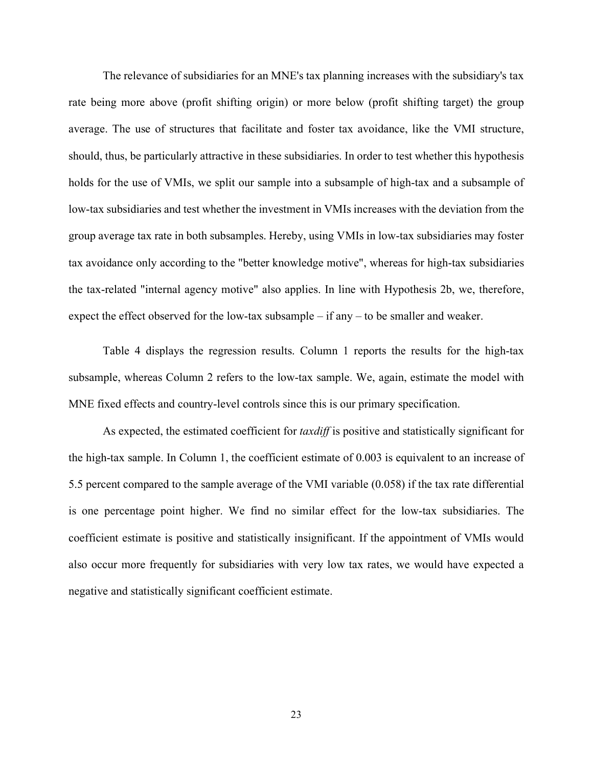The relevance of subsidiaries for an MNE's tax planning increases with the subsidiary's tax rate being more above (profit shifting origin) or more below (profit shifting target) the group average. The use of structures that facilitate and foster tax avoidance, like the VMI structure, should, thus, be particularly attractive in these subsidiaries. In order to test whether this hypothesis holds for the use of VMIs, we split our sample into a subsample of high-tax and a subsample of low-tax subsidiaries and test whether the investment in VMIs increases with the deviation from the group average tax rate in both subsamples. Hereby, using VMIs in low-tax subsidiaries may foster tax avoidance only according to the "better knowledge motive", whereas for high-tax subsidiaries the tax-related "internal agency motive" also applies. In line with Hypothesis 2b, we, therefore, expect the effect observed for the low-tax subsample – if any – to be smaller and weaker.

Table 4 displays the regression results. Column 1 reports the results for the high-tax subsample, whereas Column 2 refers to the low-tax sample. We, again, estimate the model with MNE fixed effects and country-level controls since this is our primary specification.

As expected, the estimated coefficient for *taxdiff* is positive and statistically significant for the high-tax sample. In Column 1, the coefficient estimate of 0.003 is equivalent to an increase of 5.5 percent compared to the sample average of the VMI variable (0.058) if the tax rate differential is one percentage point higher. We find no similar effect for the low-tax subsidiaries. The coefficient estimate is positive and statistically insignificant. If the appointment of VMIs would also occur more frequently for subsidiaries with very low tax rates, we would have expected a negative and statistically significant coefficient estimate.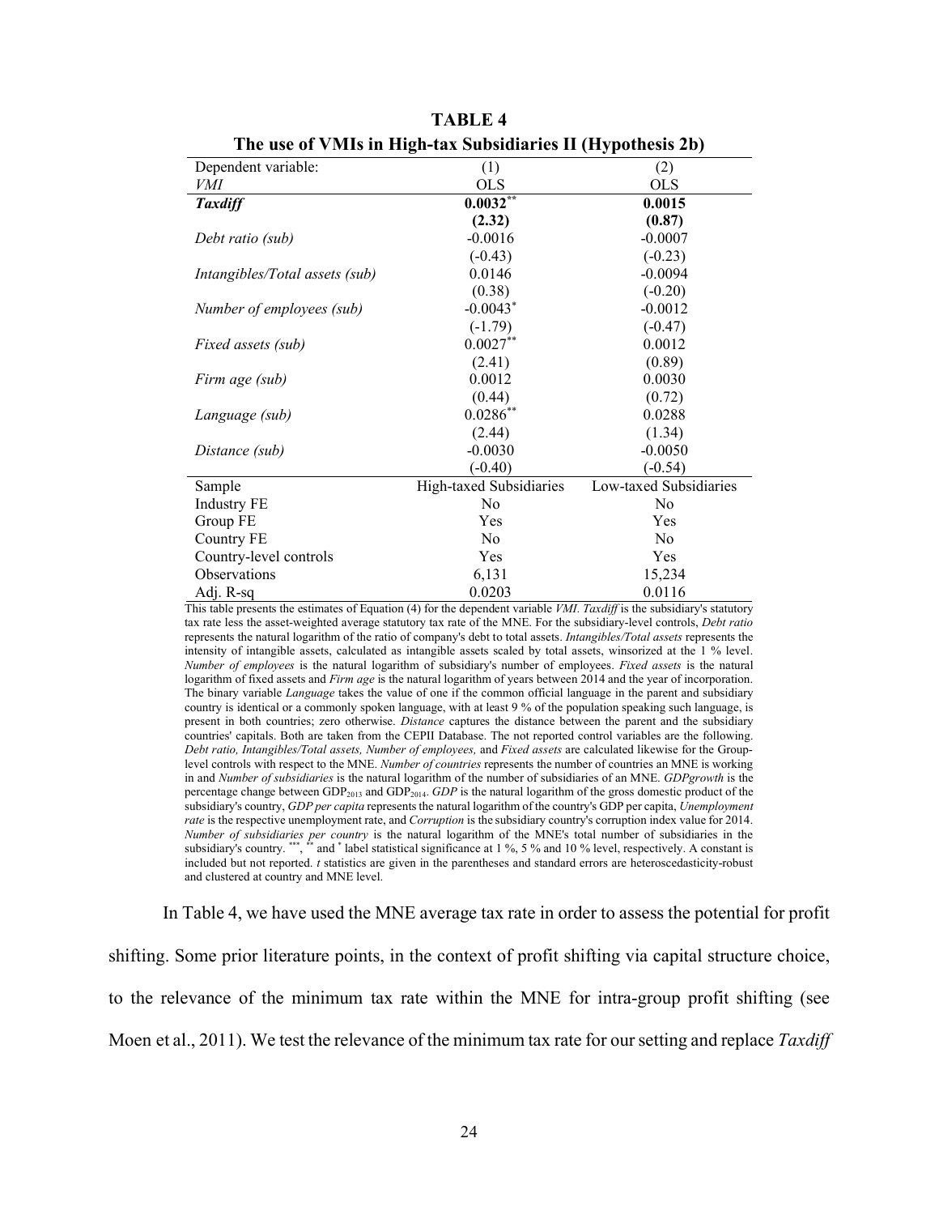**TABLE 4**

**The use of VMIs in High-tax Subsidiaries II (Hypothesis 2b)**

| Dependent variable: | (1) | (2) |
|---|---|---|
| *VMI* | OLS | OLS |
| ***Taxdiff*** | **0.0032**** | **0.0015** |
| | **(2.32)** | **(0.87)** |
| *Debt ratio (sub)* | -0.0016 | -0.0007 |
| | (-0.43) | (-0.23) |
| *Intangibles/Total assets (sub)* | 0.0146 | -0.0094 |
| | (0.38) | (-0.20) |
| *Number of employees (sub)* | -0.0043* | -0.0012 |
| | (-1.79) | (-0.47) |
| *Fixed assets (sub)* | 0.0027** | 0.0012 |
| | (2.41) | (0.89) |
| *Firm age (sub)* | 0.0012 | 0.0030 |
| | (0.44) | (0.72) |
| *Language (sub)* | 0.0286** | 0.0288 |
| | (2.44) | (1.34) |
| *Distance (sub)* | -0.0030 | -0.0050 |
| | (-0.40) | (-0.54) |
| Sample | High-taxed Subsidiaries | Low-taxed Subsidiaries |
| Industry FE | No | No |
| Group FE | Yes | Yes |
| Country FE | No | No |
| Country-level controls | Yes | Yes |
| Observations | 6,131 | 15,234 |
| Adj. R-sq | 0.0203 | 0.0116 |

This table presents the estimates of Equation (4) for the dependent variable *VMI*. *Taxdiff* is the subsidiary's statutory tax rate less the asset-weighted average statutory tax rate of the MNE. For the subsidiary-level controls, *Debt ratio* represents the natural logarithm of the ratio of company's debt to total assets. *Intangibles/Total assets* represents the intensity of intangible assets, calculated as intangible assets scaled by total assets, winsorized at the 1 % level. *Number of employees* is the natural logarithm of subsidiary's number of employees. *Fixed assets* is the natural logarithm of fixed assets and *Firm age* is the natural logarithm of years between 2014 and the year of incorporation. The binary variable *Language* takes the value of one if the common official language in the parent and subsidiary country is identical or a commonly spoken language, with at least 9 % of the population speaking such language, is present in both countries; zero otherwise. *Distance* captures the distance between the parent and the subsidiary countries' capitals. Both are taken from the CEPII Database. The not reported control variables are the following. *Debt ratio, Intangibles/Total assets, Number of employees,* and *Fixed assets* are calculated likewise for the Group-level controls with respect to the MNE. *Number of countries* represents the number of countries an MNE is working in and *Number of subsidiaries* is the natural logarithm of the number of subsidiaries of an MNE. *GDPgrowth* is the percentage change between $GDP_{2013}$ and $GDP_{2014}$. *GDP* is the natural logarithm of the gross domestic product of the subsidiary's country, *GDP per capita* represents the natural logarithm of the country's GDP per capita, *Unemployment rate* is the respective unemployment rate, and *Corruption* is the subsidiary country's corruption index value for 2014. *Number of subsidiaries per country* is the natural logarithm of the MNE's total number of subsidiaries in the subsidiary's country. ***, ** and * label statistical significance at 1 %, 5 % and 10 % level, respectively. A constant is included but not reported. *t* statistics are given in the parentheses and standard errors are heteroscedasticity-robust and clustered at country and MNE level.

In Table 4, we have used the MNE average tax rate in order to assess the potential for profit shifting. Some prior literature points, in the context of profit shifting via capital structure choice, to the relevance of the minimum tax rate within the MNE for intra-group profit shifting (see Moen et al., 2011). We test the relevance of the minimum tax rate for our setting and replace *Taxdiff*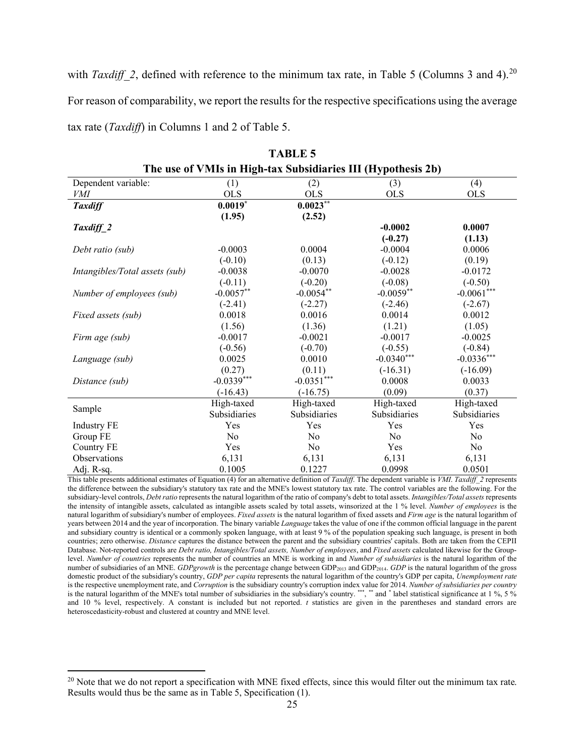with *Taxdiff_2*, defined with reference to the minimum tax rate, in Table 5 (Columns 3 and 4).[20] For reason of comparability, we report the results for the respective specifications using the average tax rate (*Taxdiff*) in Columns 1 and 2 of Table 5.

**TABLE 5**
**The use of VMIs in High-tax Subsidiaries III (Hypothesis 2b)**

| Dependent variable: *VMI* | (1) OLS | (2) OLS | (3) OLS | (4) OLS |
|---|---|---|---|---|
| ***Taxdiff*** | **0.0019*** | **0.0023**** | | |
| | **(1.95)** | **(2.52)** | | |
| ***Taxdiff_2*** | | | **-0.0002** | **0.0007** |
| | | | **(-0.27)** | **(1.13)** |
| *Debt ratio (sub)* | -0.0003 | 0.0004 | -0.0004 | 0.0006 |
| | (-0.10) | (0.13) | (-0.12) | (0.19) |
| *Intangibles/Total assets (sub)* | -0.0038 | -0.0070 | -0.0028 | -0.0172 |
| | (-0.11) | (-0.20) | (-0.08) | (-0.50) |
| *Number of employees (sub)* | -0.0057** | -0.0054** | -0.0059** | -0.0061*** |
| | (-2.41) | (-2.27) | (-2.46) | (-2.67) |
| *Fixed assets (sub)* | 0.0018 | 0.0016 | 0.0014 | 0.0012 |
| | (1.56) | (1.36) | (1.21) | (1.05) |
| *Firm age (sub)* | -0.0017 | -0.0021 | -0.0017 | -0.0025 |
| | (-0.56) | (-0.70) | (-0.55) | (-0.84) |
| *Language (sub)* | 0.0025 | 0.0010 | -0.0340*** | -0.0336*** |
| | (0.27) | (0.11) | (-16.31) | (-16.09) |
| *Distance (sub)* | -0.0339*** | -0.0351*** | 0.0008 | 0.0033 |
| | (-16.43) | (-16.75) | (0.09) | (0.37) |
| Sample | High-taxed Subsidiaries | High-taxed Subsidiaries | High-taxed Subsidiaries | High-taxed Subsidiaries |
| Industry FE | Yes | Yes | Yes | Yes |
| Group FE | No | No | No | No |
| Country FE | Yes | No | Yes | No |
| Observations | 6,131 | 6,131 | 6,131 | 6,131 |
| Adj. R-sq. | 0.1005 | 0.1227 | 0.0998 | 0.0501 |

This table presents additional estimates of Equation (4) for an alternative definition of *Taxdiff*. The dependent variable is *VMI*. *Taxdiff_2* represents the difference between the subsidiary's statutory tax rate and the MNE's lowest statutory tax rate. The control variables are the following. For the subsidiary-level controls, *Debt ratio* represents the natural logarithm of the ratio of company's debt to total assets. *Intangibles/Total assets* represents the intensity of intangible assets, calculated as intangible assets scaled by total assets, winsorized at the 1 % level. *Number of employees* is the natural logarithm of subsidiary's number of employees. *Fixed assets* is the natural logarithm of fixed assets and *Firm age* is the natural logarithm of years between 2014 and the year of incorporation. The binary variable *Language* takes the value of one if the common official language in the parent and subsidiary country is identical or a commonly spoken language, with at least 9 % of the population speaking such language, is present in both countries; zero otherwise. *Distance* captures the distance between the parent and the subsidiary countries' capitals. Both are taken from the CEPII Database. Not-reported controls are *Debt ratio, Intangibles/Total assets, Number of employees*, and *Fixed assets* calculated likewise for the Group-level. *Number of countries* represents the number of countries an MNE is working in and *Number of subsidiaries* is the natural logarithm of the number of subsidiaries of an MNE. *GDPgrowth* is the percentage change between $GDP_{2013}$ and $GDP_{2014}$. *GDP* is the natural logarithm of the gross domestic product of the subsidiary's country, *GDP per capita* represents the natural logarithm of the country's GDP per capita, *Unemployment rate* is the respective unemployment rate, and *Corruption* is the subsidiary country's corruption index value for 2014. *Number of subsidiaries per country* is the natural logarithm of the MNE's total number of subsidiaries in the subsidiary's country. ***, ** and * label statistical significance at 1 %, 5 % and 10 % level, respectively. A constant is included but not reported. *t* statistics are given in the parentheses and standard errors are heteroscedasticity-robust and clustered at country and MNE level.

[20] Note that we do not report a specification with MNE fixed effects, since this would filter out the minimum tax rate. Results would thus be the same as in Table 5, Specification (1).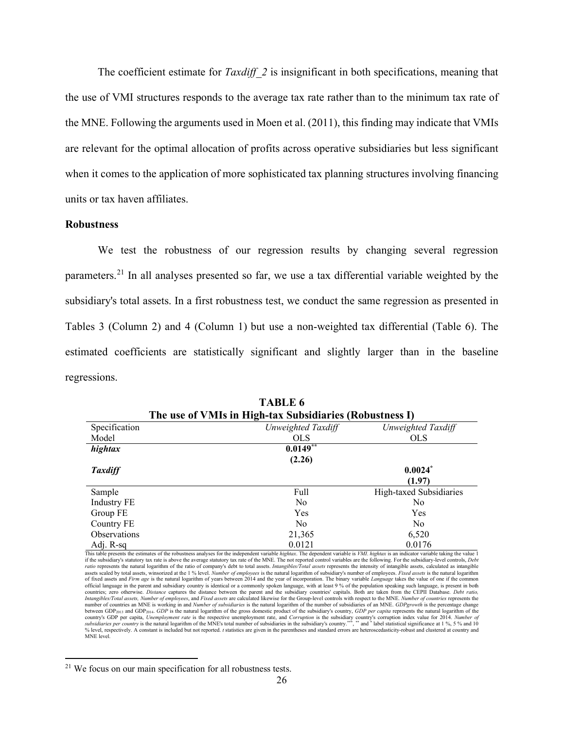The coefficient estimate for *Taxdiff_2* is insignificant in both specifications, meaning that the use of VMI structures responds to the average tax rate rather than to the minimum tax rate of the MNE. Following the arguments used in Moen et al. (2011), this finding may indicate that VMIs are relevant for the optimal allocation of profits across operative subsidiaries but less significant when it comes to the application of more sophisticated tax planning structures involving financing units or tax haven affiliates.

**Robustness**

We test the robustness of our regression results by changing several regression parameters.[21] In all analyses presented so far, we use a tax differential variable weighted by the subsidiary's total assets. In a first robustness test, we conduct the same regression as presented in Tables 3 (Column 2) and 4 (Column 1) but use a non-weighted tax differential (Table 6). The estimated coefficients are statistically significant and slightly larger than in the baseline regressions.

**TABLE 6**
**The use of VMIs in High-tax Subsidiaries (Robustness I)**

| Specification | *Unweighted Taxdiff* | *Unweighted Taxdiff* |
|---|---|---|
| Model | OLS | OLS |
| ***hightax*** | **0.0149**[**] | |
| | **(2.26)** | |
| ***Taxdiff*** | | **0.0024**[*] |
| | | **(1.97)** |
| Sample | Full | High-taxed Subsidiaries |
| Industry FE | No | No |
| Group FE | Yes | Yes |
| Country FE | No | No |
| Observations | 21,365 | 6,520 |
| Adj. R-sq | 0.0121 | 0.0176 |

This table presents the estimates of the robustness analyses for the independent variable *hightax*. The dependent variable is *VMI*. *hightax* is an indicator variable taking the value 1 if the subsidiary's statutory tax rate is above the average statutory tax rate of the MNE. The not reported control variables are the following. For the subsidiary-level controls, *Debt ratio* represents the natural logarithm of the ratio of company's debt to total assets. *Intangibles/Total assets* represents the intensity of intangible assets, calculated as intangible assets scaled by total assets, winsorized at the 1 % level. *Number of employees* is the natural logarithm of subsidiary's number of employees. *Fixed assets* is the natural logarithm of fixed assets and *Firm age* is the natural logarithm of years between 2014 and the year of incorporation. The binary variable *Language* takes the value of one if the common official language in the parent and subsidiary country is identical or a commonly spoken language, with at least 9 % of the population speaking such language, is present in both countries; zero otherwise. *Distance* captures the distance between the parent and the subsidiary countries' capitals. Both are taken from the CEPII Database. *Debt ratio, Intangibles/Total assets, Number of employees*, and *Fixed assets* are calculated likewise for the Group-level controls with respect to the MNE. *Number of countries* represents the number of countries an MNE is working in and *Number of subsidiaries* is the natural logarithm of the number of subsidiaries of an MNE. *GDPgrowth* is the percentage change between $GDP_{2013}$ and $GDP_{2014}$. *GDP* is the natural logarithm of the gross domestic product of the subsidiary's country, *GDP per capita* represents the natural logarithm of the country's GDP per capita, *Unemployment rate* is the respective unemployment rate, and *Corruption* is the subsidiary country's corruption index value for 2014. *Number of subsidiaries per country* is the natural logarithm of the MNE's total number of subsidiaries in the subsidiary's country.[***], [**] and [*] label statistical significance at 1 %, 5 % and 10 % level, respectively. A constant is included but not reported. *t* statistics are given in the parentheses and standard errors are heteroscedasticity-robust and clustered at country and MNE level.

[21] We focus on our main specification for all robustness tests.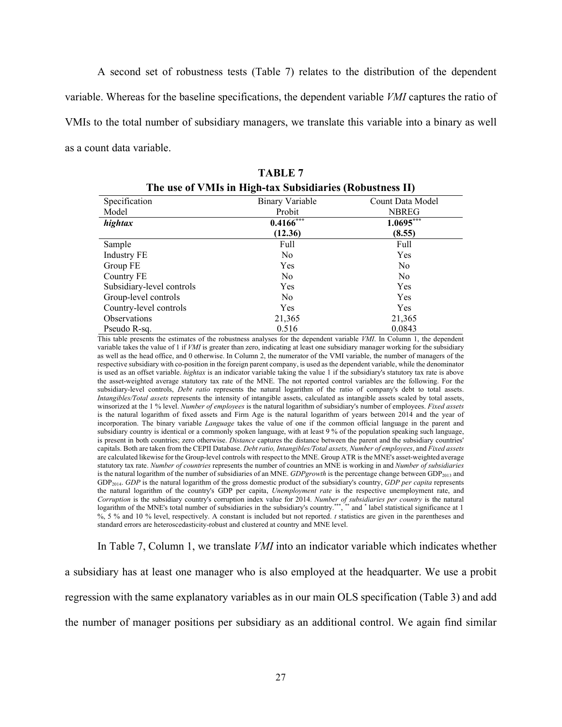A second set of robustness tests (Table 7) relates to the distribution of the dependent variable. Whereas for the baseline specifications, the dependent variable *VMI* captures the ratio of VMIs to the total number of subsidiary managers, we translate this variable into a binary as well as a count data variable.

**TABLE 7**

**The use of VMIs in High-tax Subsidiaries (Robustness II)**

| Specification | Binary Variable | Count Data Model |
|---|---|---|
| Model | Probit | NBREG |
| ***hightax*** | **0.4166*****<br>**(12.36)** | **1.0695*****<br>**(8.55)** |
| Sample | Full | Full |
| Industry FE | No | Yes |
| Group FE | Yes | No |
| Country FE | No | No |
| Subsidiary-level controls | Yes | Yes |
| Group-level controls | No | Yes |
| Country-level controls | Yes | Yes |
| Observations | 21,365 | 21,365 |
| Pseudo R-sq. | 0.516 | 0.0843 |

This table presents the estimates of the robustness analyses for the dependent variable *VMI*. In Column 1, the dependent variable takes the value of 1 if *VMI* is greater than zero, indicating at least one subsidiary manager working for the subsidiary as well as the head office, and 0 otherwise. In Column 2, the numerator of the VMI variable, the number of managers of the respective subsidiary with co-position in the foreign parent company, is used as the dependent variable, while the denominator is used as an offset variable. *hightax* is an indicator variable taking the value 1 if the subsidiary's statutory tax rate is above the asset-weighted average statutory tax rate of the MNE. The not reported control variables are the following. For the subsidiary-level controls, *Debt ratio* represents the natural logarithm of the ratio of company's debt to total assets. *Intangibles/Total assets* represents the intensity of intangible assets, calculated as intangible assets scaled by total assets, winsorized at the 1 % level. *Number of employees* is the natural logarithm of subsidiary's number of employees. *Fixed assets* is the natural logarithm of fixed assets and Firm Age is the natural logarithm of years between 2014 and the year of incorporation. The binary variable *Language* takes the value of one if the common official language in the parent and subsidiary country is identical or a commonly spoken language, with at least 9 % of the population speaking such language, is present in both countries; zero otherwise. *Distance* captures the distance between the parent and the subsidiary countries' capitals. Both are taken from the CEPII Database. *Debt ratio, Intangibles/Total assets, Number of employees*, and *Fixed assets* are calculated likewise for the Group-level controls with respect to the MNE. Group ATR is the MNE's asset-weighted average statutory tax rate. *Number of countries* represents the number of countries an MNE is working in and *Number of subsidiaries* is the natural logarithm of the number of subsidiaries of an MNE. *GDPgrowth* is the percentage change between $GDP_{2013}$ and $GDP_{2014}$. *GDP* is the natural logarithm of the gross domestic product of the subsidiary's country, *GDP per capita* represents the natural logarithm of the country's GDP per capita, *Unemployment rate* is the respective unemployment rate, and *Corruption* is the subsidiary country's corruption index value for 2014. *Number of subsidiaries per country* is the natural logarithm of the MNE's total number of subsidiaries in the subsidiary's country.***, ** and * label statistical significance at 1 %, 5 % and 10 % level, respectively. A constant is included but not reported. *t* statistics are given in the parentheses and standard errors are heteroscedasticity-robust and clustered at country and MNE level.

In Table 7, Column 1, we translate *VMI* into an indicator variable which indicates whether a subsidiary has at least one manager who is also employed at the headquarter. We use a probit regression with the same explanatory variables as in our main OLS specification (Table 3) and add the number of manager positions per subsidiary as an additional control. We again find similar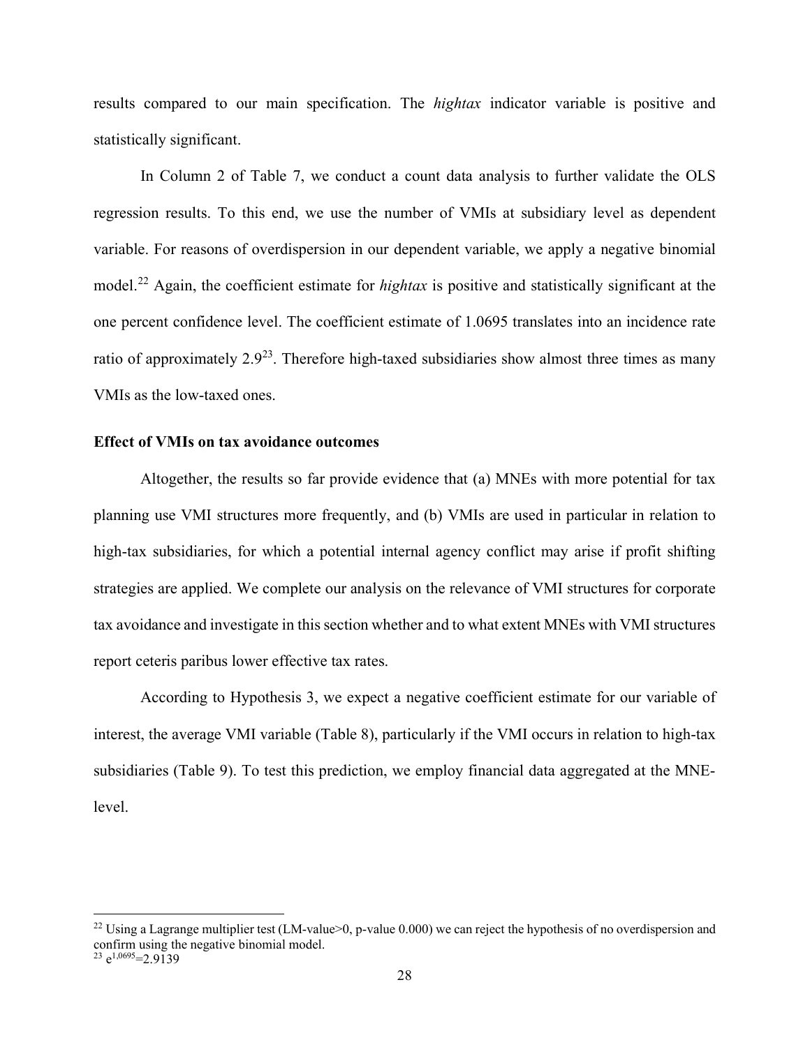results compared to our main specification. The *hightax* indicator variable is positive and statistically significant.

In Column 2 of Table 7, we conduct a count data analysis to further validate the OLS regression results. To this end, we use the number of VMIs at subsidiary level as dependent variable. For reasons of overdispersion in our dependent variable, we apply a negative binomial model.[22] Again, the coefficient estimate for *hightax* is positive and statistically significant at the one percent confidence level. The coefficient estimate of 1.0695 translates into an incidence rate ratio of approximately 2.9[23]. Therefore high-taxed subsidiaries show almost three times as many VMIs as the low-taxed ones.

**Effect of VMIs on tax avoidance outcomes**

Altogether, the results so far provide evidence that (a) MNEs with more potential for tax planning use VMI structures more frequently, and (b) VMIs are used in particular in relation to high-tax subsidiaries, for which a potential internal agency conflict may arise if profit shifting strategies are applied. We complete our analysis on the relevance of VMI structures for corporate tax avoidance and investigate in this section whether and to what extent MNEs with VMI structures report ceteris paribus lower effective tax rates.

According to Hypothesis 3, we expect a negative coefficient estimate for our variable of interest, the average VMI variable (Table 8), particularly if the VMI occurs in relation to high-tax subsidiaries (Table 9). To test this prediction, we employ financial data aggregated at the MNE-level.

---

[22] Using a Lagrange multiplier test (LM-value>0, p-value 0.000) we can reject the hypothesis of no overdispersion and confirm using the negative binomial model.

[23] $e^{1{,}0695}=2.9139$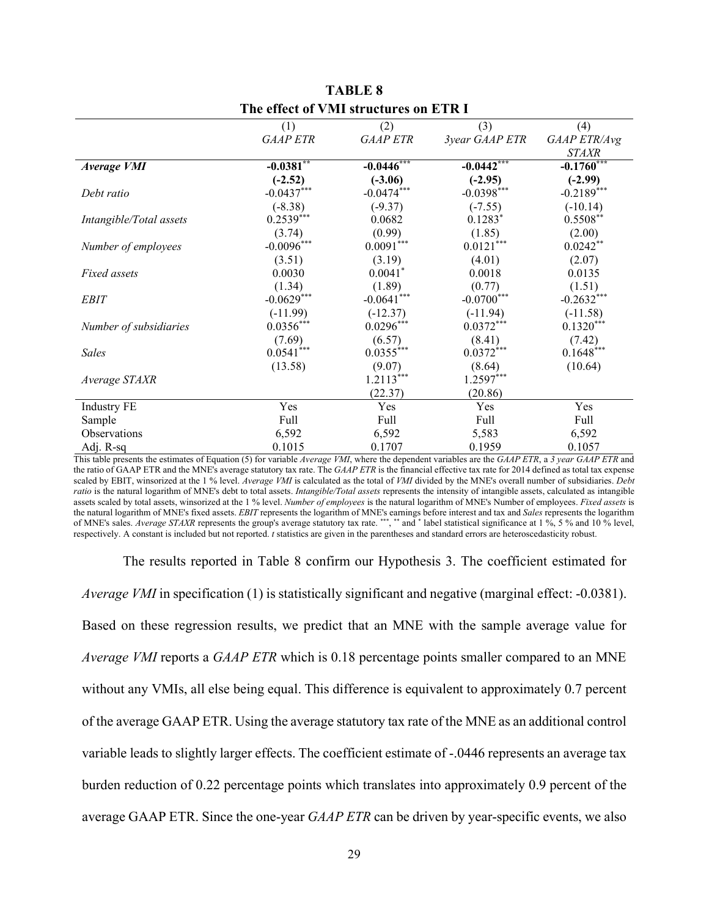**TABLE 8**
**The effect of VMI structures on ETR I**

| | (1) | (2) | (3) | (4) |
|---|---|---|---|---|
| | *GAAP ETR* | *GAAP ETR* | *3year GAAP ETR* | *GAAP ETR/Avg STAXR* |
| ***Average VMI*** | **-0.0381**** | **-0.0446***** | **-0.0442***** | **-0.1760***** |
| | **(-2.52)** | **(-3.06)** | **(-2.95)** | **(-2.99)** |
| *Debt ratio* | -0.0437*** | -0.0474*** | -0.0398*** | -0.2189*** |
| | (-8.38) | (-9.37) | (-7.55) | (-10.14) |
| *Intangible/Total assets* | 0.2539*** | 0.0682 | 0.1283* | 0.5508** |
| | (3.74) | (0.99) | (1.85) | (2.00) |
| *Number of employees* | -0.0096*** | 0.0091*** | 0.0121*** | 0.0242** |
| | (3.51) | (3.19) | (4.01) | (2.07) |
| *Fixed assets* | 0.0030 | 0.0041* | 0.0018 | 0.0135 |
| | (1.34) | (1.89) | (0.77) | (1.51) |
| *EBIT* | -0.0629*** | -0.0641*** | -0.0700*** | -0.2632*** |
| | (-11.99) | (-12.37) | (-11.94) | (-11.58) |
| *Number of subsidiaries* | 0.0356*** | 0.0296*** | 0.0372*** | 0.1320*** |
| | (7.69) | (6.57) | (8.41) | (7.42) |
| *Sales* | 0.0541*** | 0.0355*** | 0.0372*** | 0.1648*** |
| | (13.58) | (9.07) | (8.64) | (10.64) |
| *Average STAXR* | | 1.2113*** | 1.2597*** | |
| | | (22.37) | (20.86) | |
| Industry FE | Yes | Yes | Yes | Yes |
| Sample | Full | Full | Full | Full |
| Observations | 6,592 | 6,592 | 5,583 | 6,592 |
| Adj. R-sq | 0.1015 | 0.1707 | 0.1959 | 0.1057 |

This table presents the estimates of Equation (5) for variable *Average VMI*, where the dependent variables are the *GAAP ETR*, a *3 year GAAP ETR* and the ratio of GAAP ETR and the MNE's average statutory tax rate. The *GAAP ETR* is the financial effective tax rate for 2014 defined as total tax expense scaled by EBIT, winsorized at the 1 % level. *Average VMI* is calculated as the total of *VMI* divided by the MNE's overall number of subsidiaries. *Debt ratio* is the natural logarithm of MNE's debt to total assets. *Intangible/Total assets* represents the intensity of intangible assets, calculated as intangible assets scaled by total assets, winsorized at the 1 % level. *Number of employees* is the natural logarithm of MNE's Number of employees. *Fixed assets* is the natural logarithm of MNE's fixed assets. *EBIT* represents the logarithm of MNE's earnings before interest and tax and *Sales* represents the logarithm of MNE's sales. *Average STAXR* represents the group's average statutory tax rate. ***, ** and * label statistical significance at 1 %, 5 % and 10 % level, respectively. A constant is included but not reported. *t* statistics are given in the parentheses and standard errors are heteroscedasticity robust.

The results reported in Table 8 confirm our Hypothesis 3. The coefficient estimated for *Average VMI* in specification (1) is statistically significant and negative (marginal effect: -0.0381). Based on these regression results, we predict that an MNE with the sample average value for *Average VMI* reports a *GAAP ETR* which is 0.18 percentage points smaller compared to an MNE without any VMIs, all else being equal. This difference is equivalent to approximately 0.7 percent of the average GAAP ETR. Using the average statutory tax rate of the MNE as an additional control variable leads to slightly larger effects. The coefficient estimate of -.0446 represents an average tax burden reduction of 0.22 percentage points which translates into approximately 0.9 percent of the average GAAP ETR. Since the one-year *GAAP ETR* can be driven by year-specific events, we also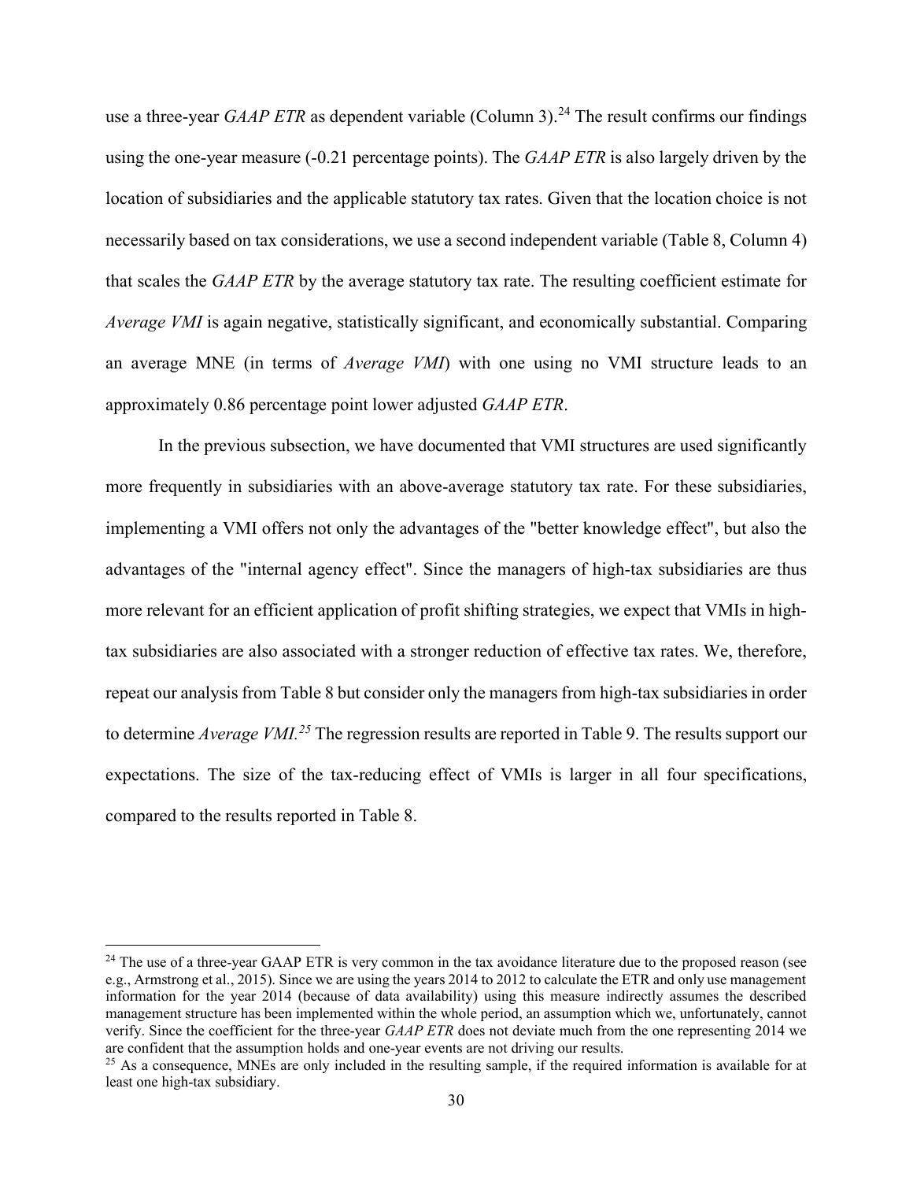use a three-year *GAAP ETR* as dependent variable (Column 3).[24] The result confirms our findings using the one-year measure (-0.21 percentage points). The *GAAP ETR* is also largely driven by the location of subsidiaries and the applicable statutory tax rates. Given that the location choice is not necessarily based on tax considerations, we use a second independent variable (Table 8, Column 4) that scales the *GAAP ETR* by the average statutory tax rate. The resulting coefficient estimate for *Average VMI* is again negative, statistically significant, and economically substantial. Comparing an average MNE (in terms of *Average VMI*) with one using no VMI structure leads to an approximately 0.86 percentage point lower adjusted *GAAP ETR*.

In the previous subsection, we have documented that VMI structures are used significantly more frequently in subsidiaries with an above-average statutory tax rate. For these subsidiaries, implementing a VMI offers not only the advantages of the "better knowledge effect", but also the advantages of the "internal agency effect". Since the managers of high-tax subsidiaries are thus more relevant for an efficient application of profit shifting strategies, we expect that VMIs in high-tax subsidiaries are also associated with a stronger reduction of effective tax rates. We, therefore, repeat our analysis from Table 8 but consider only the managers from high-tax subsidiaries in order to determine *Average VMI.*[25] The regression results are reported in Table 9. The results support our expectations. The size of the tax-reducing effect of VMIs is larger in all four specifications, compared to the results reported in Table 8.

---

[24] The use of a three-year GAAP ETR is very common in the tax avoidance literature due to the proposed reason (see e.g., Armstrong et al., 2015). Since we are using the years 2014 to 2012 to calculate the ETR and only use management information for the year 2014 (because of data availability) using this measure indirectly assumes the described management structure has been implemented within the whole period, an assumption which we, unfortunately, cannot verify. Since the coefficient for the three-year *GAAP ETR* does not deviate much from the one representing 2014 we are confident that the assumption holds and one-year events are not driving our results.

[25] As a consequence, MNEs are only included in the resulting sample, if the required information is available for at least one high-tax subsidiary.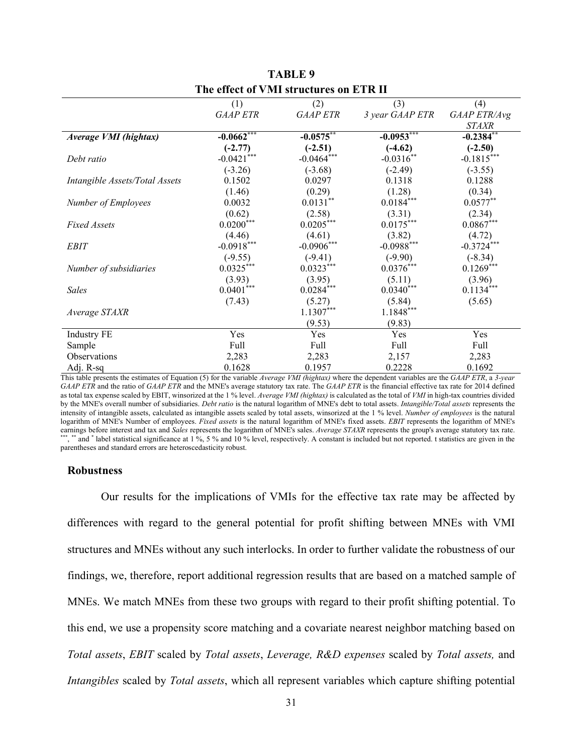**TABLE 9**

**The effect of VMI structures on ETR II**

| | (1) | (2) | (3) | (4) |
|---|---|---|---|---|
| | *GAAP ETR* | *GAAP ETR* | *3 year GAAP ETR* | *GAAP ETR/Avg STAXR* |
| ***Average VMI (hightax)*** | **-0.0662*****| **-0.0575**** | **-0.0953***** | **-0.2384**** |
| | **(-2.77)** | **(-2.51)** | **(-4.62)** | **(-2.50)** |
| *Debt ratio* | -0.0421*** | -0.0464*** | -0.0316** | -0.1815*** |
| | (-3.26) | (-3.68) | (-2.49) | (-3.55) |
| *Intangible Assets/Total Assets* | 0.1502 | 0.0297 | 0.1318 | 0.1288 |
| | (1.46) | (0.29) | (1.28) | (0.34) |
| *Number of Employees* | 0.0032 | 0.0131** | 0.0184*** | 0.0577** |
| | (0.62) | (2.58) | (3.31) | (2.34) |
| *Fixed Assets* | 0.0200*** | 0.0205*** | 0.0175*** | 0.0867*** |
| | (4.46) | (4.61) | (3.82) | (4.72) |
| *EBIT* | -0.0918*** | -0.0906*** | -0.0988*** | -0.3724*** |
| | (-9.55) | (-9.41) | (-9.90) | (-8.34) |
| *Number of subsidiaries* | 0.0325*** | 0.0323*** | 0.0376*** | 0.1269*** |
| | (3.93) | (3.95) | (5.11) | (3.96) |
| *Sales* | 0.0401*** | 0.0284*** | 0.0340*** | 0.1134*** |
| | (7.43) | (5.27) | (5.84) | (5.65) |
| *Average STAXR* | | 1.1307*** | 1.1848*** | |
| | | (9.53) | (9.83) | |
| Industry FE | Yes | Yes | Yes | Yes |
| Sample | Full | Full | Full | Full |
| Observations | 2,283 | 2,283 | 2,157 | 2,283 |
| Adj. R-sq | 0.1628 | 0.1957 | 0.2228 | 0.1692 |

This table presents the estimates of Equation (5) for the variable *Average VMI (hightax)* where the dependent variables are the *GAAP ETR*, a *3-year GAAP ETR* and the ratio of *GAAP ETR* and the MNE's average statutory tax rate. The *GAAP ETR* is the financial effective tax rate for 2014 defined as total tax expense scaled by EBIT, winsorized at the 1 % level. *Average VMI (hightax)* is calculated as the total of *VMI* in high-tax countries divided by the MNE's overall number of subsidiaries. *Debt ratio* is the natural logarithm of MNE's debt to total assets. *Intangible/Total assets* represents the intensity of intangible assets, calculated as intangible assets scaled by total assets, winsorized at the 1 % level. *Number of employees* is the natural logarithm of MNE's Number of employees. *Fixed assets* is the natural logarithm of MNE's fixed assets. *EBIT* represents the logarithm of MNE's earnings before interest and tax and *Sales* represents the logarithm of MNE's sales. *Average STAXR* represents the group's average statutory tax rate. ***, ** and * label statistical significance at 1 %, 5 % and 10 % level, respectively. A constant is included but not reported. t statistics are given in the parentheses and standard errors are heteroscedasticity robust.

### Robustness

Our results for the implications of VMIs for the effective tax rate may be affected by differences with regard to the general potential for profit shifting between MNEs with VMI structures and MNEs without any such interlocks. In order to further validate the robustness of our findings, we, therefore, report additional regression results that are based on a matched sample of MNEs. We match MNEs from these two groups with regard to their profit shifting potential. To this end, we use a propensity score matching and a covariate nearest neighbor matching based on *Total assets*, *EBIT* scaled by *Total assets*, *Leverage, R&D expenses* scaled by *Total assets,* and *Intangibles* scaled by *Total assets*, which all represent variables which capture shifting potential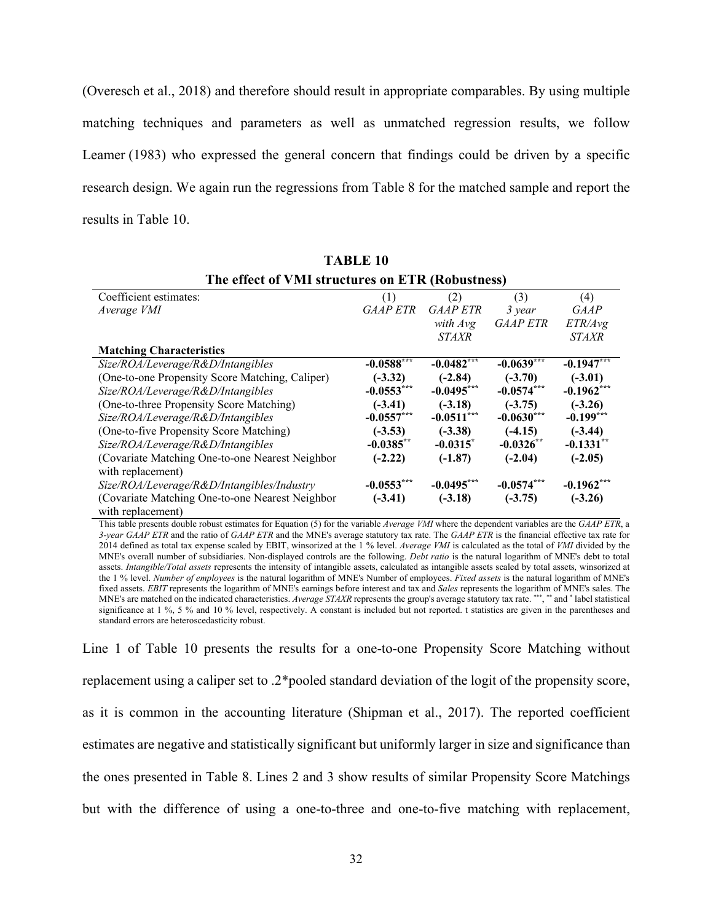(Overesch et al., 2018) and therefore should result in appropriate comparables. By using multiple matching techniques and parameters as well as unmatched regression results, we follow Leamer (1983) who expressed the general concern that findings could be driven by a specific research design. We again run the regressions from Table 8 for the matched sample and report the results in Table 10.

**TABLE 10**

**The effect of VMI structures on ETR (Robustness)**

| Coefficient estimates: *Average VMI* | (1) *GAAP ETR* | (2) *GAAP ETR with Avg STAXR* | (3) *3 year GAAP ETR* | (4) *GAAP ETR/Avg STAXR* |
|---|---|---|---|---|
| **Matching Characteristics** | | | | |
| *Size/ROA/Leverage/R&D/Intangibles* | **-0.0588\*\*\*** | **-0.0482\*\*\*** | **-0.0639\*\*\*** | **-0.1947\*\*\*** |
| (One-to-one Propensity Score Matching, Caliper) | **(-3.32)** | **(-2.84)** | **(-3.70)** | **(-3.01)** |
| *Size/ROA/Leverage/R&D/Intangibles* | **-0.0553\*\*\*** | **-0.0495\*\*\*** | **-0.0574\*\*\*** | **-0.1962\*\*\*** |
| (One-to-three Propensity Score Matching) | **(-3.41)** | **(-3.18)** | **(-3.75)** | **(-3.26)** |
| *Size/ROA/Leverage/R&D/Intangibles* | **-0.0557\*\*\*** | **-0.0511\*\*\*** | **-0.0630\*\*\*** | **-0.199\*\*\*** |
| (One-to-five Propensity Score Matching) | **(-3.53)** | **(-3.38)** | **(-4.15)** | **(-3.44)** |
| *Size/ROA/Leverage/R&D/Intangibles* | **-0.0385\*\*** | **-0.0315\*** | **-0.0326\*\*** | **-0.1331\*\*** |
| (Covariate Matching One-to-one Nearest Neighbor with replacement) | **(-2.22)** | **(-1.87)** | **(-2.04)** | **(-2.05)** |
| *Size/ROA/Leverage/R&D/Intangibles/Industry* | **-0.0553\*\*\*** | **-0.0495\*\*\*** | **-0.0574\*\*\*** | **-0.1962\*\*\*** |
| (Covariate Matching One-to-one Nearest Neighbor with replacement) | **(-3.41)** | **(-3.18)** | **(-3.75)** | **(-3.26)** |

This table presents double robust estimates for Equation (5) for the variable *Average VMI* where the dependent variables are the *GAAP ETR*, a *3-year GAAP ETR* and the ratio of *GAAP ETR* and the MNE's average statutory tax rate. The *GAAP ETR* is the financial effective tax rate for 2014 defined as total tax expense scaled by EBIT, winsorized at the 1 % level. *Average VMI* is calculated as the total of *VMI* divided by the MNE's overall number of subsidiaries. Non-displayed controls are the following. *Debt ratio* is the natural logarithm of MNE's debt to total assets. *Intangible/Total assets* represents the intensity of intangible assets, calculated as intangible assets scaled by total assets, winsorized at the 1 % level. *Number of employees* is the natural logarithm of MNE's Number of employees. *Fixed assets* is the natural logarithm of MNE's fixed assets. *EBIT* represents the logarithm of MNE's earnings before interest and tax and *Sales* represents the logarithm of MNE's sales. The MNE's are matched on the indicated characteristics. *Average STAXR* represents the group's average statutory tax rate. \*\*\*, \*\* and \* label statistical significance at 1 %, 5 % and 10 % level, respectively. A constant is included but not reported. t statistics are given in the parentheses and standard errors are heteroscedasticity robust.

Line 1 of Table 10 presents the results for a one-to-one Propensity Score Matching without replacement using a caliper set to .2*pooled standard deviation of the logit of the propensity score, as it is common in the accounting literature (Shipman et al., 2017). The reported coefficient estimates are negative and statistically significant but uniformly larger in size and significance than the ones presented in Table 8. Lines 2 and 3 show results of similar Propensity Score Matchings but with the difference of using a one-to-three and one-to-five matching with replacement,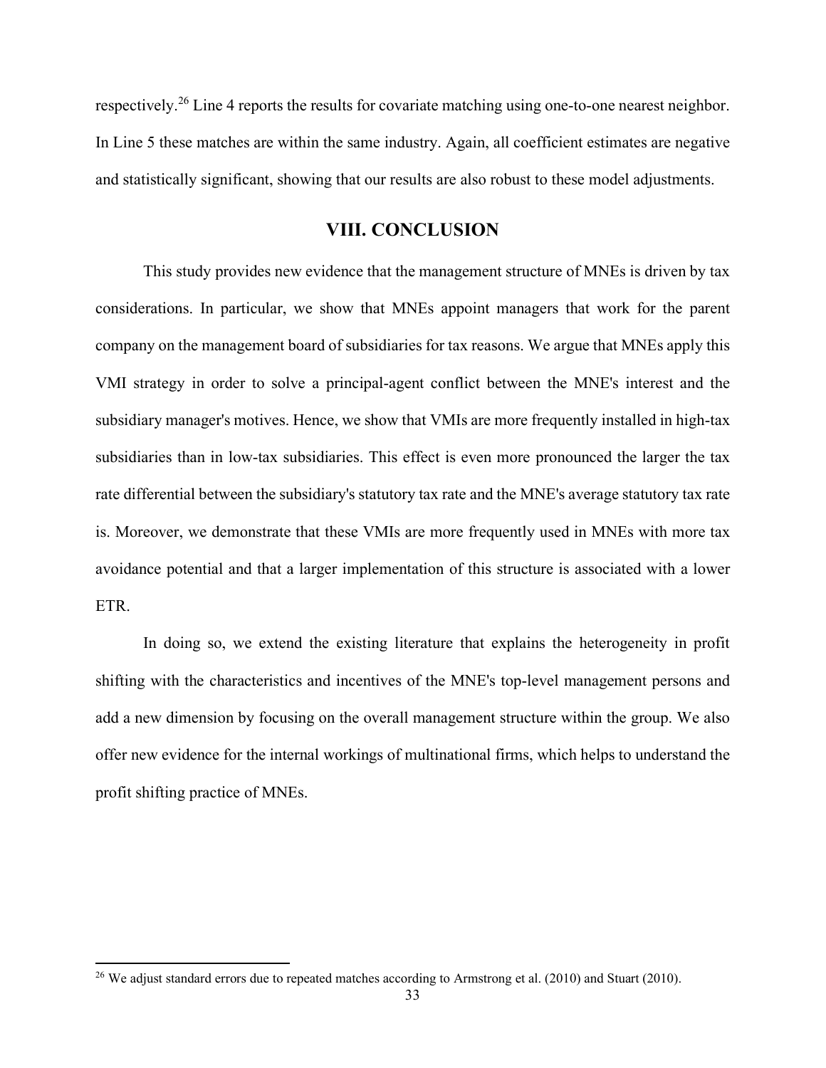respectively.[26] Line 4 reports the results for covariate matching using one-to-one nearest neighbor. In Line 5 these matches are within the same industry. Again, all coefficient estimates are negative and statistically significant, showing that our results are also robust to these model adjustments.

## VIII. CONCLUSION

This study provides new evidence that the management structure of MNEs is driven by tax considerations. In particular, we show that MNEs appoint managers that work for the parent company on the management board of subsidiaries for tax reasons. We argue that MNEs apply this VMI strategy in order to solve a principal-agent conflict between the MNE's interest and the subsidiary manager's motives. Hence, we show that VMIs are more frequently installed in high-tax subsidiaries than in low-tax subsidiaries. This effect is even more pronounced the larger the tax rate differential between the subsidiary's statutory tax rate and the MNE's average statutory tax rate is. Moreover, we demonstrate that these VMIs are more frequently used in MNEs with more tax avoidance potential and that a larger implementation of this structure is associated with a lower ETR.

In doing so, we extend the existing literature that explains the heterogeneity in profit shifting with the characteristics and incentives of the MNE's top-level management persons and add a new dimension by focusing on the overall management structure within the group. We also offer new evidence for the internal workings of multinational firms, which helps to understand the profit shifting practice of MNEs.

[26] We adjust standard errors due to repeated matches according to Armstrong et al. (2010) and Stuart (2010).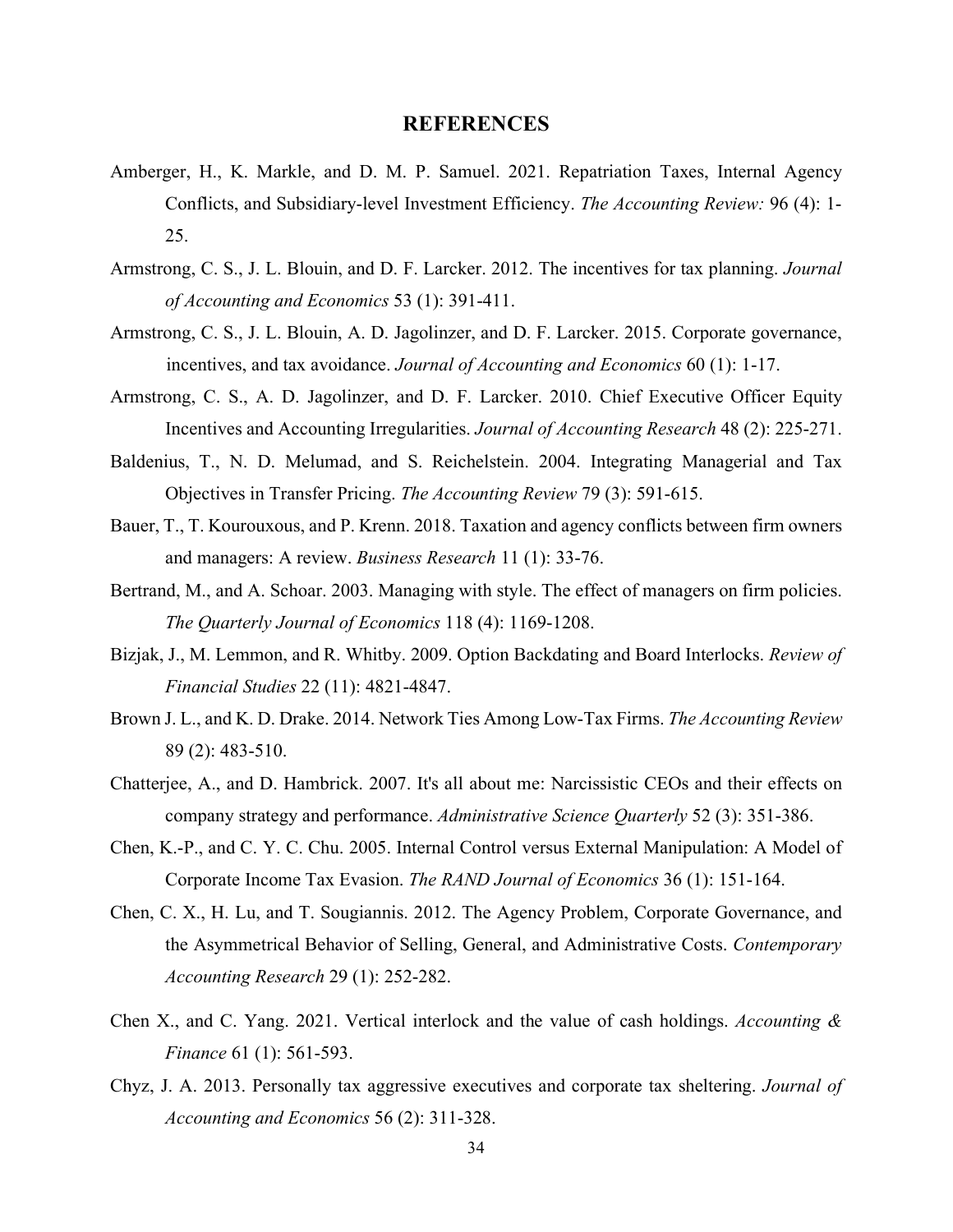# REFERENCES

Amberger, H., K. Markle, and D. M. P. Samuel. 2021. Repatriation Taxes, Internal Agency Conflicts, and Subsidiary-level Investment Efficiency. *The Accounting Review:* 96 (4): 1-25.

Armstrong, C. S., J. L. Blouin, and D. F. Larcker. 2012. The incentives for tax planning. *Journal of Accounting and Economics* 53 (1): 391-411.

Armstrong, C. S., J. L. Blouin, A. D. Jagolinzer, and D. F. Larcker. 2015. Corporate governance, incentives, and tax avoidance. *Journal of Accounting and Economics* 60 (1): 1-17.

Armstrong, C. S., A. D. Jagolinzer, and D. F. Larcker. 2010. Chief Executive Officer Equity Incentives and Accounting Irregularities. *Journal of Accounting Research* 48 (2): 225-271.

Baldenius, T., N. D. Melumad, and S. Reichelstein. 2004. Integrating Managerial and Tax Objectives in Transfer Pricing. *The Accounting Review* 79 (3): 591-615.

Bauer, T., T. Kourouxous, and P. Krenn. 2018. Taxation and agency conflicts between firm owners and managers: A review. *Business Research* 11 (1): 33-76.

Bertrand, M., and A. Schoar. 2003. Managing with style. The effect of managers on firm policies. *The Quarterly Journal of Economics* 118 (4): 1169-1208.

Bizjak, J., M. Lemmon, and R. Whitby. 2009. Option Backdating and Board Interlocks. *Review of Financial Studies* 22 (11): 4821-4847.

Brown J. L., and K. D. Drake. 2014. Network Ties Among Low-Tax Firms. *The Accounting Review* 89 (2): 483-510.

Chatterjee, A., and D. Hambrick. 2007. It's all about me: Narcissistic CEOs and their effects on company strategy and performance. *Administrative Science Quarterly* 52 (3): 351-386.

Chen, K.-P., and C. Y. C. Chu. 2005. Internal Control versus External Manipulation: A Model of Corporate Income Tax Evasion. *The RAND Journal of Economics* 36 (1): 151-164.

Chen, C. X., H. Lu, and T. Sougiannis. 2012. The Agency Problem, Corporate Governance, and the Asymmetrical Behavior of Selling, General, and Administrative Costs. *Contemporary Accounting Research* 29 (1): 252-282.

Chen X., and C. Yang. 2021. Vertical interlock and the value of cash holdings. *Accounting & Finance* 61 (1): 561-593.

Chyz, J. A. 2013. Personally tax aggressive executives and corporate tax sheltering. *Journal of Accounting and Economics* 56 (2): 311-328.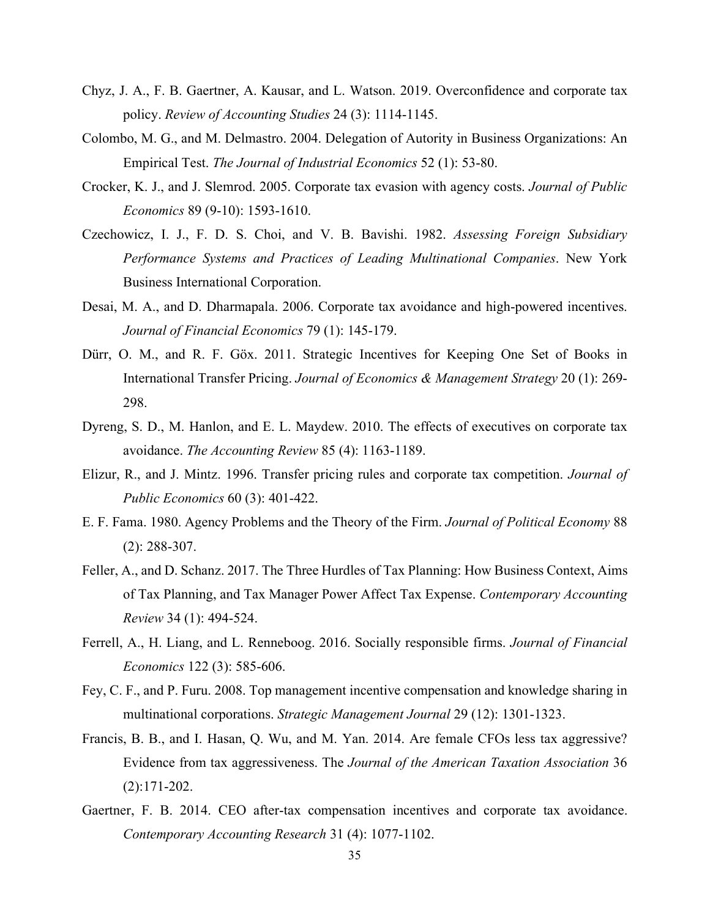Chyz, J. A., F. B. Gaertner, A. Kausar, and L. Watson. 2019. Overconfidence and corporate tax policy. *Review of Accounting Studies* 24 (3): 1114-1145.

Colombo, M. G., and M. Delmastro. 2004. Delegation of Autority in Business Organizations: An Empirical Test. *The Journal of Industrial Economics* 52 (1): 53-80.

Crocker, K. J., and J. Slemrod. 2005. Corporate tax evasion with agency costs. *Journal of Public Economics* 89 (9-10): 1593-1610.

Czechowicz, I. J., F. D. S. Choi, and V. B. Bavishi. 1982. *Assessing Foreign Subsidiary Performance Systems and Practices of Leading Multinational Companies*. New York Business International Corporation.

Desai, M. A., and D. Dharmapala. 2006. Corporate tax avoidance and high-powered incentives. *Journal of Financial Economics* 79 (1): 145-179.

Dürr, O. M., and R. F. Göx. 2011. Strategic Incentives for Keeping One Set of Books in International Transfer Pricing. *Journal of Economics & Management Strategy* 20 (1): 269-298.

Dyreng, S. D., M. Hanlon, and E. L. Maydew. 2010. The effects of executives on corporate tax avoidance. *The Accounting Review* 85 (4): 1163-1189.

Elizur, R., and J. Mintz. 1996. Transfer pricing rules and corporate tax competition. *Journal of Public Economics* 60 (3): 401-422.

E. F. Fama. 1980. Agency Problems and the Theory of the Firm. *Journal of Political Economy* 88 (2): 288-307.

Feller, A., and D. Schanz. 2017. The Three Hurdles of Tax Planning: How Business Context, Aims of Tax Planning, and Tax Manager Power Affect Tax Expense. *Contemporary Accounting Review* 34 (1): 494-524.

Ferrell, A., H. Liang, and L. Renneboog. 2016. Socially responsible firms. *Journal of Financial Economics* 122 (3): 585-606.

Fey, C. F., and P. Furu. 2008. Top management incentive compensation and knowledge sharing in multinational corporations. *Strategic Management Journal* 29 (12): 1301-1323.

Francis, B. B., and I. Hasan, Q. Wu, and M. Yan. 2014. Are female CFOs less tax aggressive? Evidence from tax aggressiveness. The *Journal of the American Taxation Association* 36 (2):171-202.

Gaertner, F. B. 2014. CEO after-tax compensation incentives and corporate tax avoidance. *Contemporary Accounting Research* 31 (4): 1077-1102.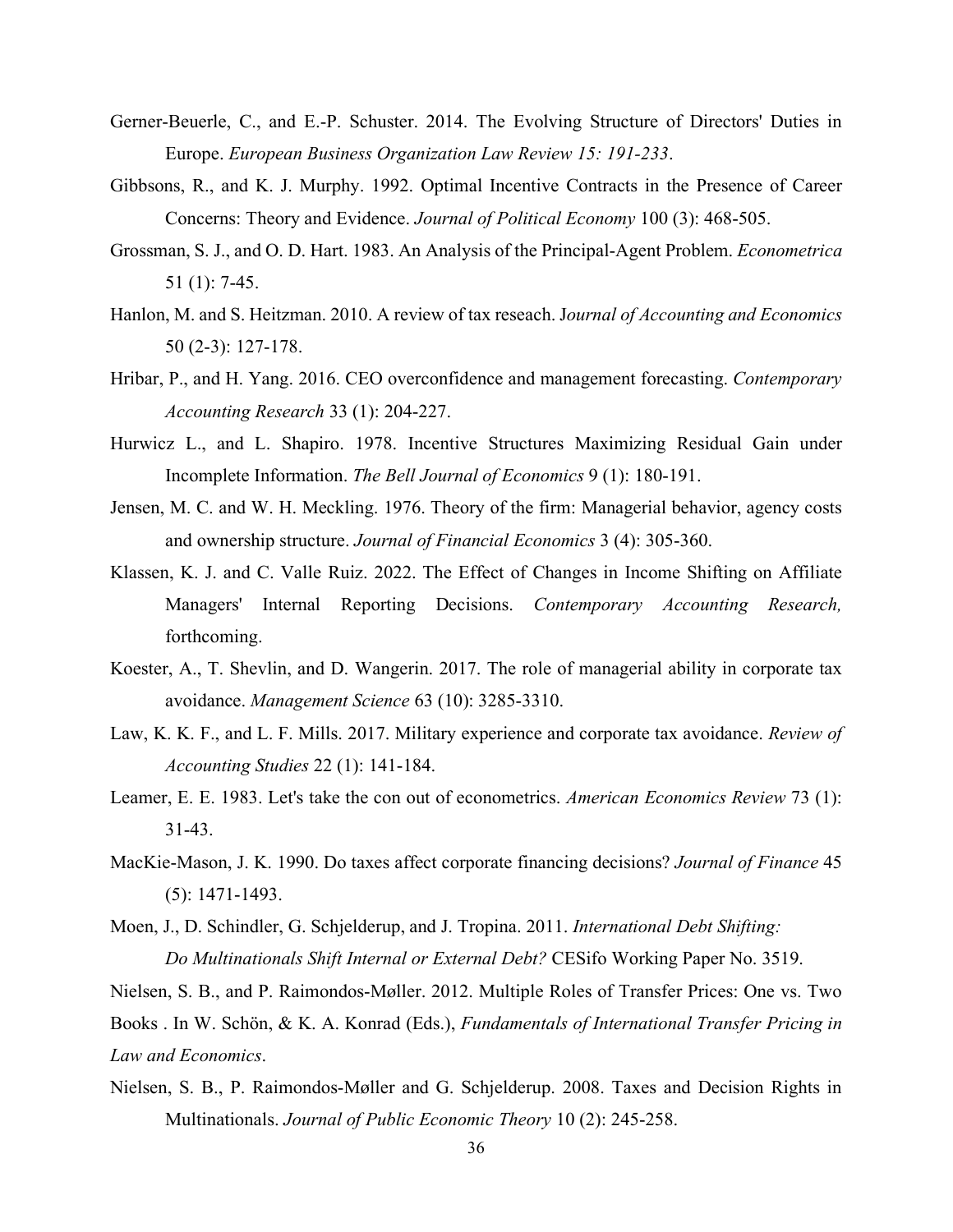Gerner-Beuerle, C., and E.-P. Schuster. 2014. The Evolving Structure of Directors' Duties in Europe. *European Business Organization Law Review 15: 191-233*.

Gibbsons, R., and K. J. Murphy. 1992. Optimal Incentive Contracts in the Presence of Career Concerns: Theory and Evidence. *Journal of Political Economy* 100 (3): 468-505.

Grossman, S. J., and O. D. Hart. 1983. An Analysis of the Principal-Agent Problem. *Econometrica* 51 (1): 7-45.

Hanlon, M. and S. Heitzman. 2010. A review of tax reseach. J*ournal of Accounting and Economics* 50 (2-3): 127-178.

Hribar, P., and H. Yang. 2016. CEO overconfidence and management forecasting. *Contemporary Accounting Research* 33 (1): 204-227.

Hurwicz L., and L. Shapiro. 1978. Incentive Structures Maximizing Residual Gain under Incomplete Information. *The Bell Journal of Economics* 9 (1): 180-191.

Jensen, M. C. and W. H. Meckling. 1976. Theory of the firm: Managerial behavior, agency costs and ownership structure. *Journal of Financial Economics* 3 (4): 305-360.

Klassen, K. J. and C. Valle Ruiz. 2022. The Effect of Changes in Income Shifting on Affiliate Managers' Internal Reporting Decisions. *Contemporary Accounting Research,* forthcoming.

Koester, A., T. Shevlin, and D. Wangerin. 2017. The role of managerial ability in corporate tax avoidance. *Management Science* 63 (10): 3285-3310.

Law, K. K. F., and L. F. Mills. 2017. Military experience and corporate tax avoidance. *Review of Accounting Studies* 22 (1): 141-184.

Leamer, E. E. 1983. Let's take the con out of econometrics. *American Economics Review* 73 (1): 31-43.

MacKie-Mason, J. K. 1990. Do taxes affect corporate financing decisions? *Journal of Finance* 45 (5): 1471-1493.

Moen, J., D. Schindler, G. Schjelderup, and J. Tropina. 2011. *International Debt Shifting: Do Multinationals Shift Internal or External Debt?* CESifo Working Paper No. 3519.

Nielsen, S. B., and P. Raimondos-Møller. 2012. Multiple Roles of Transfer Prices: One vs. Two Books . In W. Schön, & K. A. Konrad (Eds.), *Fundamentals of International Transfer Pricing in Law and Economics*.

Nielsen, S. B., P. Raimondos-Møller and G. Schjelderup. 2008. Taxes and Decision Rights in Multinationals. *Journal of Public Economic Theory* 10 (2): 245-258.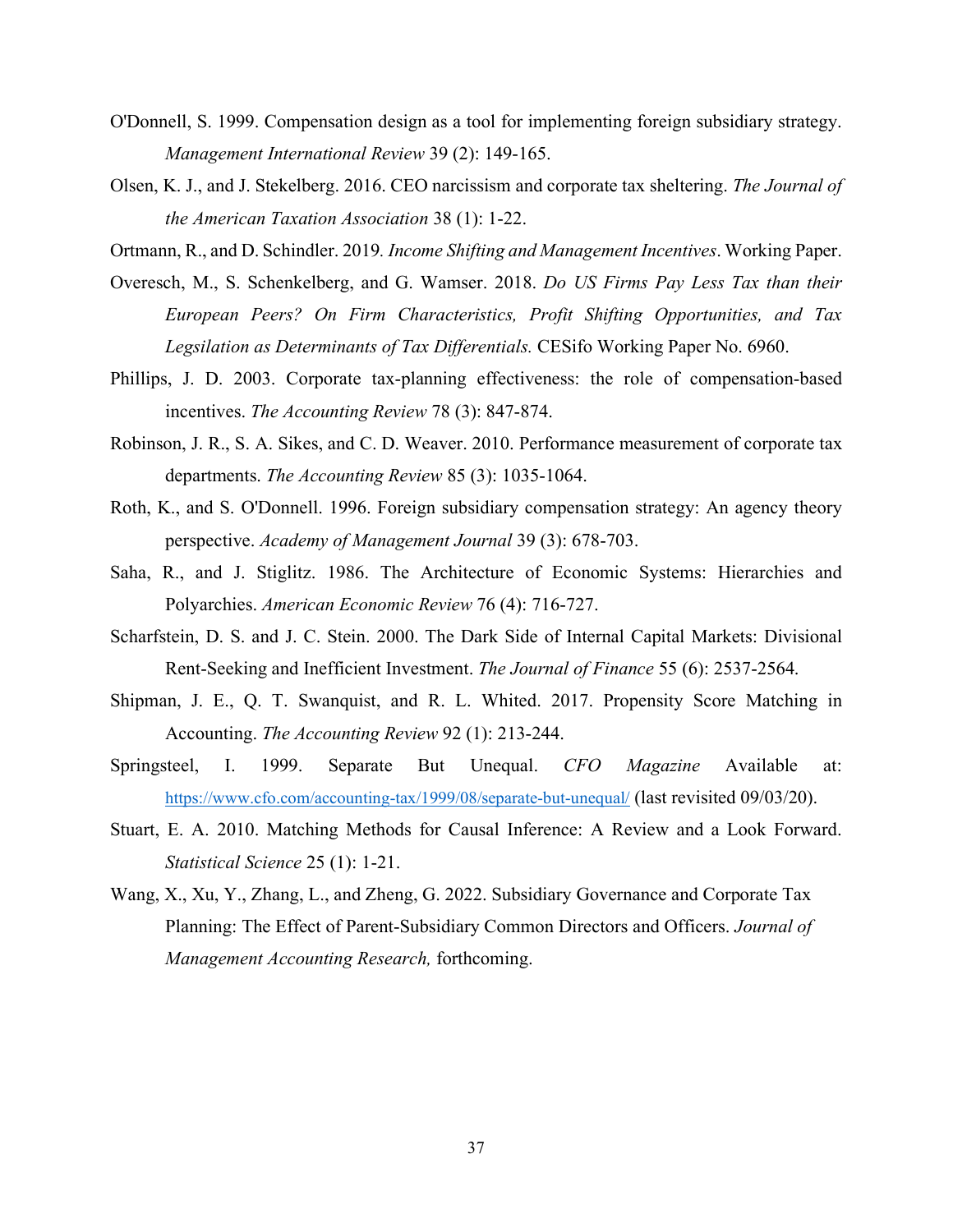O'Donnell, S. 1999. Compensation design as a tool for implementing foreign subsidiary strategy. *Management International Review* 39 (2): 149-165.

Olsen, K. J., and J. Stekelberg. 2016. CEO narcissism and corporate tax sheltering. *The Journal of the American Taxation Association* 38 (1): 1-22.

Ortmann, R., and D. Schindler. 2019. *Income Shifting and Management Incentives*. Working Paper.

Overesch, M., S. Schenkelberg, and G. Wamser. 2018. *Do US Firms Pay Less Tax than their European Peers? On Firm Characteristics, Profit Shifting Opportunities, and Tax Legsilation as Determinants of Tax Differentials.* CESifo Working Paper No. 6960.

Phillips, J. D. 2003. Corporate tax-planning effectiveness: the role of compensation-based incentives. *The Accounting Review* 78 (3): 847-874.

Robinson, J. R., S. A. Sikes, and C. D. Weaver. 2010. Performance measurement of corporate tax departments. *The Accounting Review* 85 (3): 1035-1064.

Roth, K., and S. O'Donnell. 1996. Foreign subsidiary compensation strategy: An agency theory perspective. *Academy of Management Journal* 39 (3): 678-703.

Saha, R., and J. Stiglitz. 1986. The Architecture of Economic Systems: Hierarchies and Polyarchies. *American Economic Review* 76 (4): 716-727.

Scharfstein, D. S. and J. C. Stein. 2000. The Dark Side of Internal Capital Markets: Divisional Rent-Seeking and Inefficient Investment. *The Journal of Finance* 55 (6): 2537-2564.

Shipman, J. E., Q. T. Swanquist, and R. L. Whited. 2017. Propensity Score Matching in Accounting. *The Accounting Review* 92 (1): 213-244.

Springsteel, I. 1999. Separate But Unequal. *CFO Magazine* Available at: https://www.cfo.com/accounting-tax/1999/08/separate-but-unequal/ (last revisited 09/03/20).

Stuart, E. A. 2010. Matching Methods for Causal Inference: A Review and a Look Forward. *Statistical Science* 25 (1): 1-21.

Wang, X., Xu, Y., Zhang, L., and Zheng, G. 2022. Subsidiary Governance and Corporate Tax Planning: The Effect of Parent-Subsidiary Common Directors and Officers. *Journal of Management Accounting Research,* forthcoming.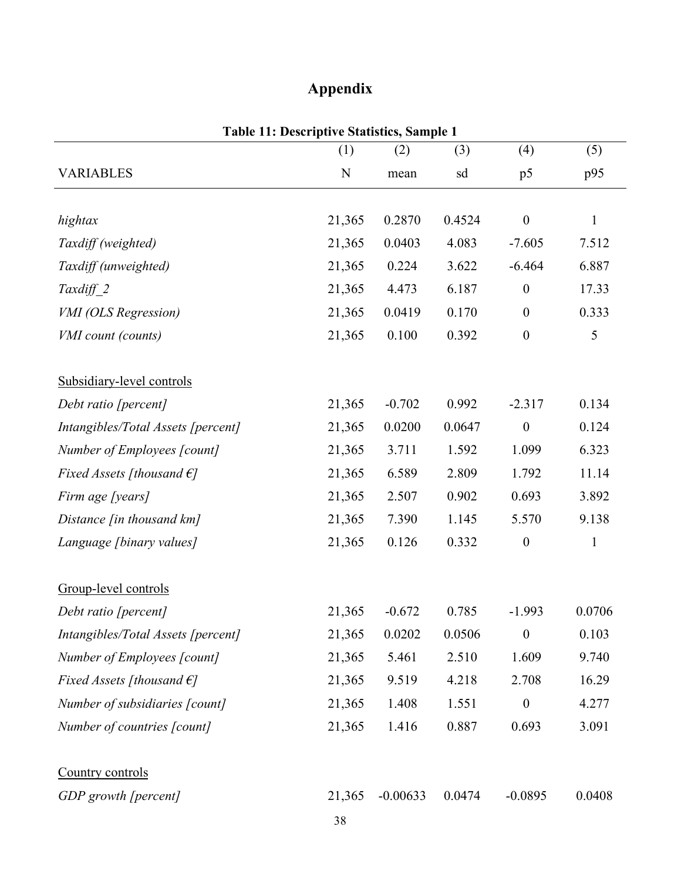# Appendix

**Table 11: Descriptive Statistics, Sample 1**

| | (1) | (2) | (3) | (4) | (5) |
|---|---|---|---|---|---|
| VARIABLES | N | mean | sd | p5 | p95 |
| | | | | | |
| *hightax* | 21,365 | 0.2870 | 0.4524 | 0 | 1 |
| *Taxdiff (weighted)* | 21,365 | 0.0403 | 4.083 | -7.605 | 7.512 |
| *Taxdiff (unweighted)* | 21,365 | 0.224 | 3.622 | -6.464 | 6.887 |
| *Taxdiff_2* | 21,365 | 4.473 | 6.187 | 0 | 17.33 |
| *VMI (OLS Regression)* | 21,365 | 0.0419 | 0.170 | 0 | 0.333 |
| *VMI count (counts)* | 21,365 | 0.100 | 0.392 | 0 | 5 |
| | | | | | |
| Subsidiary-level controls | | | | | |
| *Debt ratio [percent]* | 21,365 | -0.702 | 0.992 | -2.317 | 0.134 |
| *Intangibles/Total Assets [percent]* | 21,365 | 0.0200 | 0.0647 | 0 | 0.124 |
| *Number of Employees [count]* | 21,365 | 3.711 | 1.592 | 1.099 | 6.323 |
| *Fixed Assets [thousand €]* | 21,365 | 6.589 | 2.809 | 1.792 | 11.14 |
| *Firm age [years]* | 21,365 | 2.507 | 0.902 | 0.693 | 3.892 |
| *Distance [in thousand km]* | 21,365 | 7.390 | 1.145 | 5.570 | 9.138 |
| *Language [binary values]* | 21,365 | 0.126 | 0.332 | 0 | 1 |
| | | | | | |
| Group-level controls | | | | | |
| *Debt ratio [percent]* | 21,365 | -0.672 | 0.785 | -1.993 | 0.0706 |
| *Intangibles/Total Assets [percent]* | 21,365 | 0.0202 | 0.0506 | 0 | 0.103 |
| *Number of Employees [count]* | 21,365 | 5.461 | 2.510 | 1.609 | 9.740 |
| *Fixed Assets [thousand €]* | 21,365 | 9.519 | 4.218 | 2.708 | 16.29 |
| *Number of subsidiaries [count]* | 21,365 | 1.408 | 1.551 | 0 | 4.277 |
| *Number of countries [count]* | 21,365 | 1.416 | 0.887 | 0.693 | 3.091 |
| | | | | | |
| Country controls | | | | | |
| *GDP growth [percent]* | 21,365 | -0.00633 | 0.0474 | -0.0895 | 0.0408 |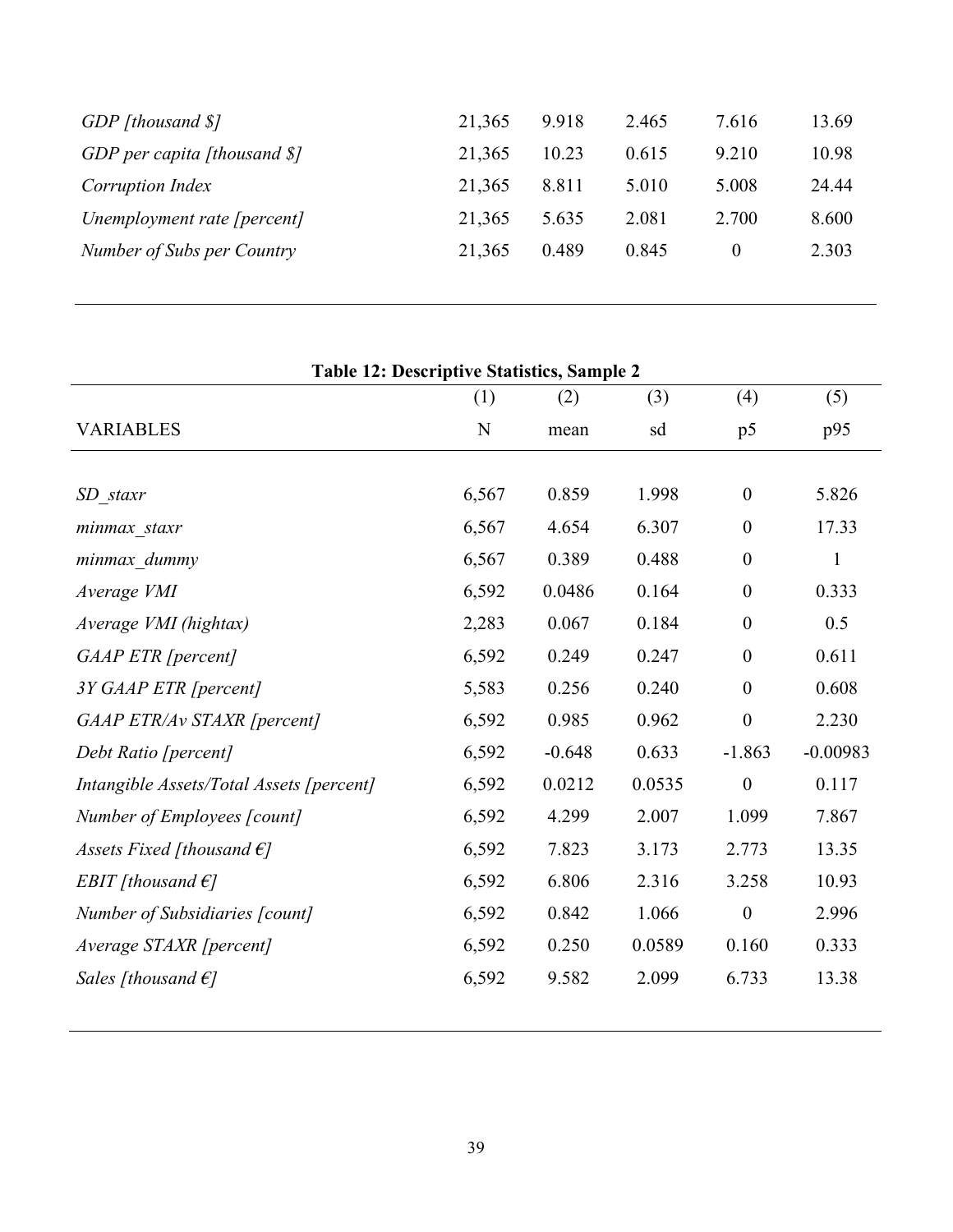| | | | | | |
|---|---|---|---|---|---|
| *GDP [thousand $]* | 21,365 | 9.918 | 2.465 | 7.616 | 13.69 |
| *GDP per capita [thousand $]* | 21,365 | 10.23 | 0.615 | 9.210 | 10.98 |
| *Corruption Index* | 21,365 | 8.811 | 5.010 | 5.008 | 24.44 |
| *Unemployment rate [percent]* | 21,365 | 5.635 | 2.081 | 2.700 | 8.600 |
| *Number of Subs per Country* | 21,365 | 0.489 | 0.845 | 0 | 2.303 |

**Table 12: Descriptive Statistics, Sample 2**

| | (1) | (2) | (3) | (4) | (5) |
|---|---|---|---|---|---|
| VARIABLES | N | mean | sd | p5 | p95 |
| *SD_staxr* | 6,567 | 0.859 | 1.998 | 0 | 5.826 |
| *minmax_staxr* | 6,567 | 4.654 | 6.307 | 0 | 17.33 |
| *minmax_dummy* | 6,567 | 0.389 | 0.488 | 0 | 1 |
| *Average VMI* | 6,592 | 0.0486 | 0.164 | 0 | 0.333 |
| *Average VMI (hightax)* | 2,283 | 0.067 | 0.184 | 0 | 0.5 |
| *GAAP ETR [percent]* | 6,592 | 0.249 | 0.247 | 0 | 0.611 |
| *3Y GAAP ETR [percent]* | 5,583 | 0.256 | 0.240 | 0 | 0.608 |
| *GAAP ETR/Av STAXR [percent]* | 6,592 | 0.985 | 0.962 | 0 | 2.230 |
| *Debt Ratio [percent]* | 6,592 | -0.648 | 0.633 | -1.863 | -0.00983 |
| *Intangible Assets/Total Assets [percent]* | 6,592 | 0.0212 | 0.0535 | 0 | 0.117 |
| *Number of Employees [count]* | 6,592 | 4.299 | 2.007 | 1.099 | 7.867 |
| *Assets Fixed [thousand €]* | 6,592 | 7.823 | 3.173 | 2.773 | 13.35 |
| *EBIT [thousand €]* | 6,592 | 6.806 | 2.316 | 3.258 | 10.93 |
| *Number of Subsidiaries [count]* | 6,592 | 0.842 | 1.066 | 0 | 2.996 |
| *Average STAXR [percent]* | 6,592 | 0.250 | 0.0589 | 0.160 | 0.333 |
| *Sales [thousand €]* | 6,592 | 9.582 | 2.099 | 6.733 | 13.38 |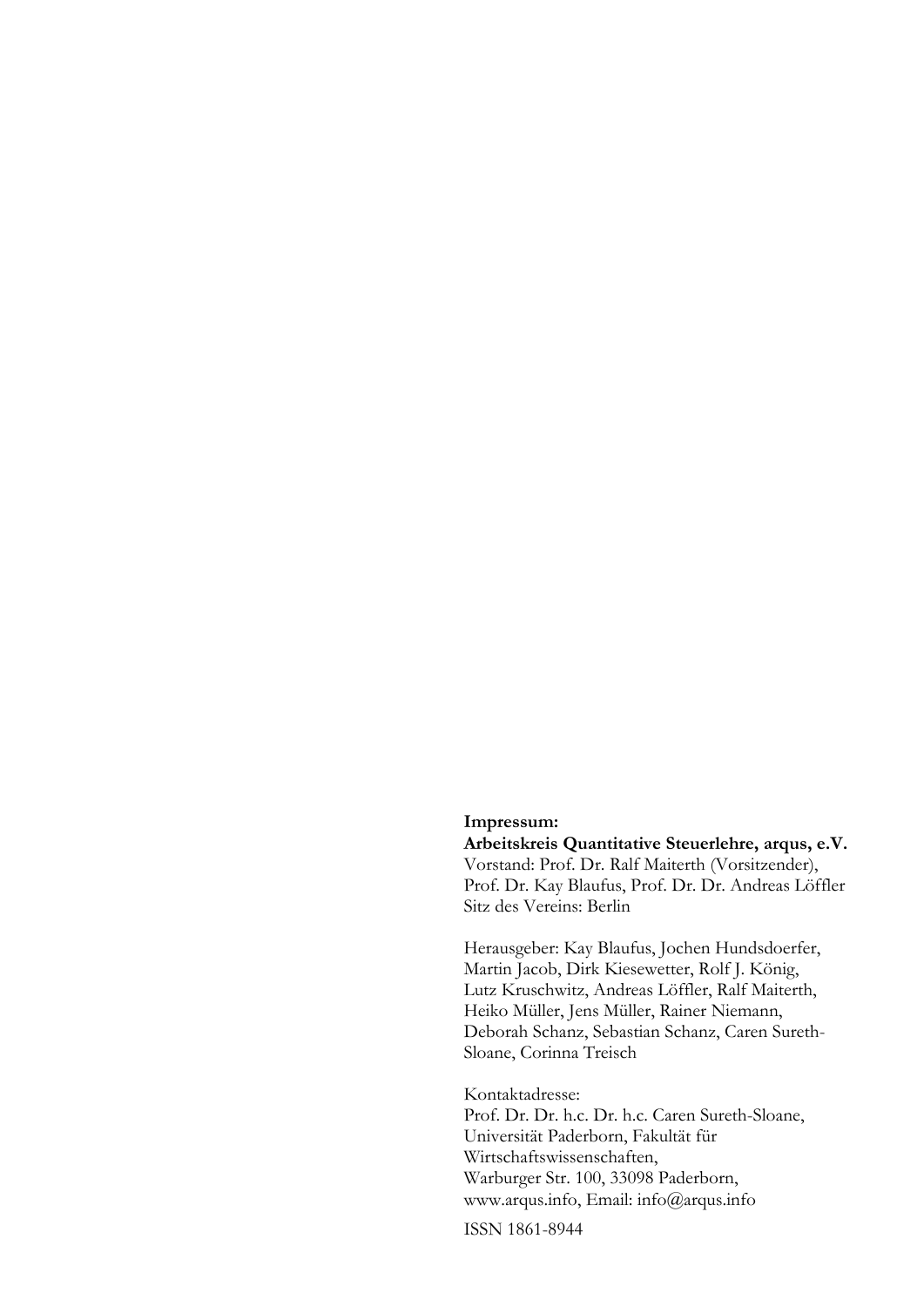**Impressum:**
**Arbeitskreis Quantitative Steuerlehre, arqus, e.V.**
Vorstand: Prof. Dr. Ralf Maiterth (Vorsitzender),
Prof. Dr. Kay Blaufus, Prof. Dr. Dr. Andreas Löffler
Sitz des Vereins: Berlin

Herausgeber: Kay Blaufus, Jochen Hundsdoerfer, Martin Jacob, Dirk Kiesewetter, Rolf J. König, Lutz Kruschwitz, Andreas Löffler, Ralf Maiterth, Heiko Müller, Jens Müller, Rainer Niemann, Deborah Schanz, Sebastian Schanz, Caren Sureth-Sloane, Corinna Treisch

Kontaktadresse:
Prof. Dr. Dr. h.c. Dr. h.c. Caren Sureth-Sloane,
Universität Paderborn, Fakultät für Wirtschaftswissenschaften,
Warburger Str. 100, 33098 Paderborn,
www.arqus.info, Email: info@arqus.info

ISSN 1861-8944